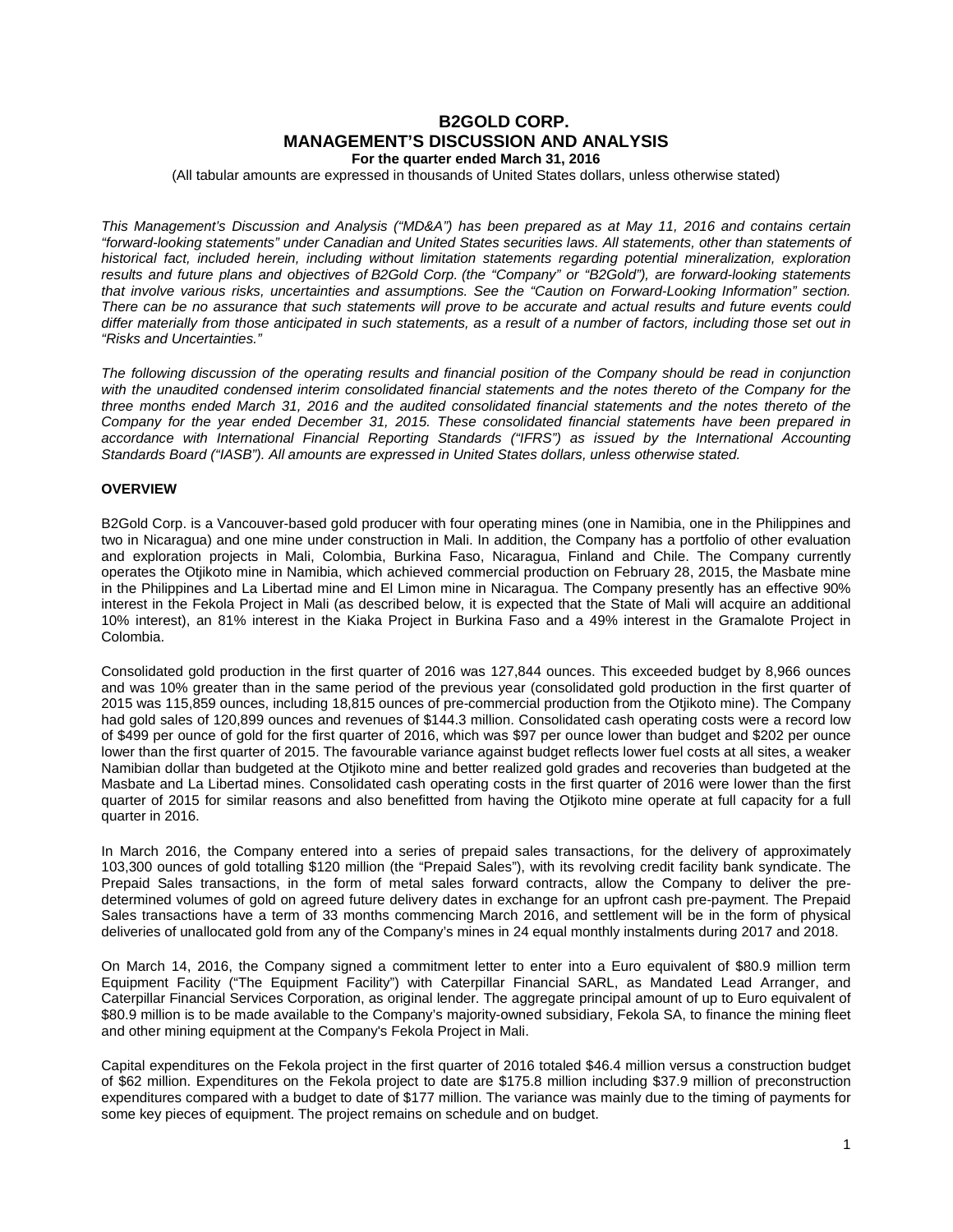# B2GOLD CORP.

## MANAGEMENT'S DISCUSSION AND ANALYSIS

**For the quarter ended March 31, 2016**

(All tabular amounts are expressed in thousands of United States dollars, unless otherwise stated)

*This Management's Discussion and Analysis ("MD&A") has been prepared as at May 11, 2016 and contains certain "forward-looking statements" under Canadian and United States securities laws. All statements, other than statements of historical fact, included herein, including without limitation statements regarding potential mineralization, exploration results and future plans and objectives of B2Gold Corp. (the "Company" or "B2Gold"), are forward-looking statements that involve various risks, uncertainties and assumptions. See the "Caution on Forward-Looking Information" section. There can be no assurance that such statements will prove to be accurate and actual results and future events could differ materially from those anticipated in such statements, as a result of a number of factors, including those set out in "Risks and Uncertainties."*

*The following discussion of the operating results and financial position of the Company should be read in conjunction with the unaudited condensed interim consolidated financial statements and the notes thereto of the Company for the three months ended March 31, 2016 and the audited consolidated financial statements and the notes thereto of the Company for the year ended December 31, 2015. These consolidated financial statements have been prepared in accordance with International Financial Reporting Standards ("IFRS") as issued by the International Accounting Standards Board ("IASB"). All amounts are expressed in United States dollars, unless otherwise stated.*

### OVERVIEW

B2Gold Corp. is a Vancouver-based gold producer with four operating mines (one in Namibia, one in the Philippines and two in Nicaragua) and one mine under construction in Mali. In addition, the Company has a portfolio of other evaluation and exploration projects in Mali, Colombia, Burkina Faso, Nicaragua, Finland and Chile. The Company currently operates the Otjikoto mine in Namibia, which achieved commercial production on February 28, 2015, the Masbate mine in the Philippines and La Libertad mine and El Limon mine in Nicaragua. The Company presently has an effective 90% interest in the Fekola Project in Mali (as described below, it is expected that the State of Mali will acquire an additional 10% interest), an 81% interest in the Kiaka Project in Burkina Faso and a 49% interest in the Gramalote Project in Colombia.

Consolidated gold production in the first quarter of 2016 was 127,844 ounces. This exceeded budget by 8,966 ounces and was 10% greater than in the same period of the previous year (consolidated gold production in the first quarter of 2015 was 115,859 ounces, including 18,815 ounces of pre-commercial production from the Otjikoto mine). The Company had gold sales of 120,899 ounces and revenues of $144.3 million. Consolidated cash operating costs were a record low of $499 per ounce of gold for the first quarter of 2016, which was $97 per ounce lower than budget and $202 per ounce lower than the first quarter of 2015. The favourable variance against budget reflects lower fuel costs at all sites, a weaker Namibian dollar than budgeted at the Otjikoto mine and better realized gold grades and recoveries than budgeted at the Masbate and La Libertad mines. Consolidated cash operating costs in the first quarter of 2016 were lower than the first quarter of 2015 for similar reasons and also benefitted from having the Otjikoto mine operate at full capacity for a full quarter in 2016.

In March 2016, the Company entered into a series of prepaid sales transactions, for the delivery of approximately 103,300 ounces of gold totalling $120 million (the "Prepaid Sales"), with its revolving credit facility bank syndicate. The Prepaid Sales transactions, in the form of metal sales forward contracts, allow the Company to deliver the pre-determined volumes of gold on agreed future delivery dates in exchange for an upfront cash pre-payment. The Prepaid Sales transactions have a term of 33 months commencing March 2016, and settlement will be in the form of physical deliveries of unallocated gold from any of the Company's mines in 24 equal monthly instalments during 2017 and 2018.

On March 14, 2016, the Company signed a commitment letter to enter into a Euro equivalent of $80.9 million term Equipment Facility ("The Equipment Facility") with Caterpillar Financial SARL, as Mandated Lead Arranger, and Caterpillar Financial Services Corporation, as original lender. The aggregate principal amount of up to Euro equivalent of $80.9 million is to be made available to the Company's majority-owned subsidiary, Fekola SA, to finance the mining fleet and other mining equipment at the Company's Fekola Project in Mali.

Capital expenditures on the Fekola project in the first quarter of 2016 totaled $46.4 million versus a construction budget of $62 million. Expenditures on the Fekola project to date are $175.8 million including $37.9 million of preconstruction expenditures compared with a budget to date of $177 million. The variance was mainly due to the timing of payments for some key pieces of equipment. The project remains on schedule and on budget.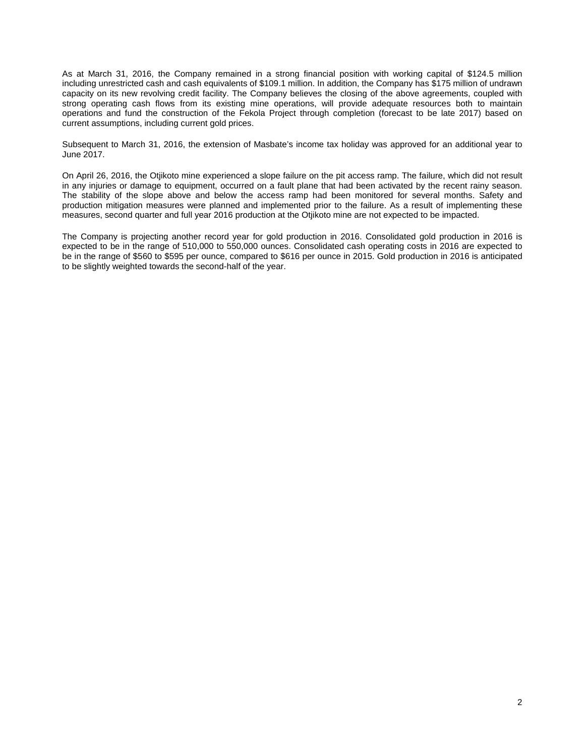As at March 31, 2016, the Company remained in a strong financial position with working capital of $124.5 million including unrestricted cash and cash equivalents of $109.1 million. In addition, the Company has $175 million of undrawn capacity on its new revolving credit facility. The Company believes the closing of the above agreements, coupled with strong operating cash flows from its existing mine operations, will provide adequate resources both to maintain operations and fund the construction of the Fekola Project through completion (forecast to be late 2017) based on current assumptions, including current gold prices.

Subsequent to March 31, 2016, the extension of Masbate's income tax holiday was approved for an additional year to June 2017.

On April 26, 2016, the Otjikoto mine experienced a slope failure on the pit access ramp. The failure, which did not result in any injuries or damage to equipment, occurred on a fault plane that had been activated by the recent rainy season. The stability of the slope above and below the access ramp had been monitored for several months. Safety and production mitigation measures were planned and implemented prior to the failure. As a result of implementing these measures, second quarter and full year 2016 production at the Otjikoto mine are not expected to be impacted.

The Company is projecting another record year for gold production in 2016. Consolidated gold production in 2016 is expected to be in the range of 510,000 to 550,000 ounces. Consolidated cash operating costs in 2016 are expected to be in the range of $560 to $595 per ounce, compared to $616 per ounce in 2015. Gold production in 2016 is anticipated to be slightly weighted towards the second-half of the year.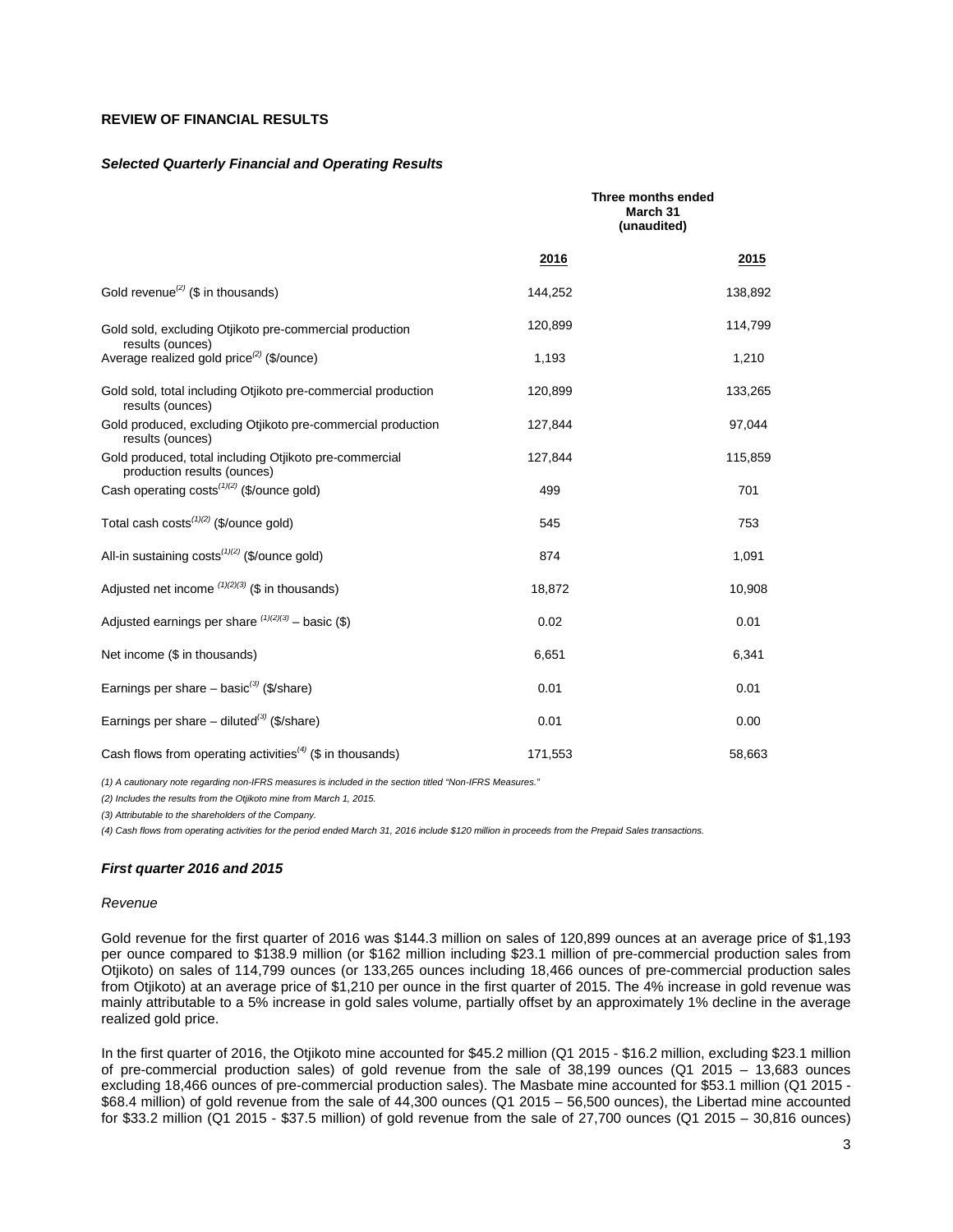## REVIEW OF FINANCIAL RESULTS

### *Selected Quarterly Financial and Operating Results*

| | Three months ended March 31 (unaudited) | |
|---|---|---|
| | **2016** | **2015** |
| Gold revenue[2] ($ in thousands) | 144,252 | 138,892 |
| Gold sold, excluding Otjikoto pre-commercial production results (ounces) | 120,899 | 114,799 |
| Average realized gold price[2] ($/ounce) | 1,193 | 1,210 |
| Gold sold, total including Otjikoto pre-commercial production results (ounces) | 120,899 | 133,265 |
| Gold produced, excluding Otjikoto pre-commercial production results (ounces) | 127,844 | 97,044 |
| Gold produced, total including Otjikoto pre-commercial production results (ounces) | 127,844 | 115,859 |
| Cash operating costs[1][2] ($/ounce gold) | 499 | 701 |
| Total cash costs[1][2] ($/ounce gold) | 545 | 753 |
| All-in sustaining costs[1][2] ($/ounce gold) | 874 | 1,091 |
| Adjusted net income [1][2][3] ($ in thousands) | 18,872 | 10,908 |
| Adjusted earnings per share [1][2][3] – basic ($) | 0.02 | 0.01 |
| Net income ($ in thousands) | 6,651 | 6,341 |
| Earnings per share – basic[3] ($/share) | 0.01 | 0.01 |
| Earnings per share – diluted[3] ($/share) | 0.01 | 0.00 |
| Cash flows from operating activities[4] ($ in thousands) | 171,553 | 58,663 |

*(1) A cautionary note regarding non-IFRS measures is included in the section titled "Non-IFRS Measures."*

*(2) Includes the results from the Otjikoto mine from March 1, 2015.*

*(3) Attributable to the shareholders of the Company.*

*(4) Cash flows from operating activities for the period ended March 31, 2016 include $120 million in proceeds from the Prepaid Sales transactions.*

### *First quarter 2016 and 2015*

*Revenue*

Gold revenue for the first quarter of 2016 was $144.3 million on sales of 120,899 ounces at an average price of $1,193 per ounce compared to $138.9 million (or $162 million including $23.1 million of pre-commercial production sales from Otjikoto) on sales of 114,799 ounces (or 133,265 ounces including 18,466 ounces of pre-commercial production sales from Otjikoto) at an average price of $1,210 per ounce in the first quarter of 2015. The 4% increase in gold revenue was mainly attributable to a 5% increase in gold sales volume, partially offset by an approximately 1% decline in the average realized gold price.

In the first quarter of 2016, the Otjikoto mine accounted for $45.2 million (Q1 2015 - $16.2 million, excluding $23.1 million of pre-commercial production sales) of gold revenue from the sale of 38,199 ounces (Q1 2015 – 13,683 ounces excluding 18,466 ounces of pre-commercial production sales). The Masbate mine accounted for $53.1 million (Q1 2015 - $68.4 million) of gold revenue from the sale of 44,300 ounces (Q1 2015 – 56,500 ounces), the Libertad mine accounted for $33.2 million (Q1 2015 - $37.5 million) of gold revenue from the sale of 27,700 ounces (Q1 2015 – 30,816 ounces)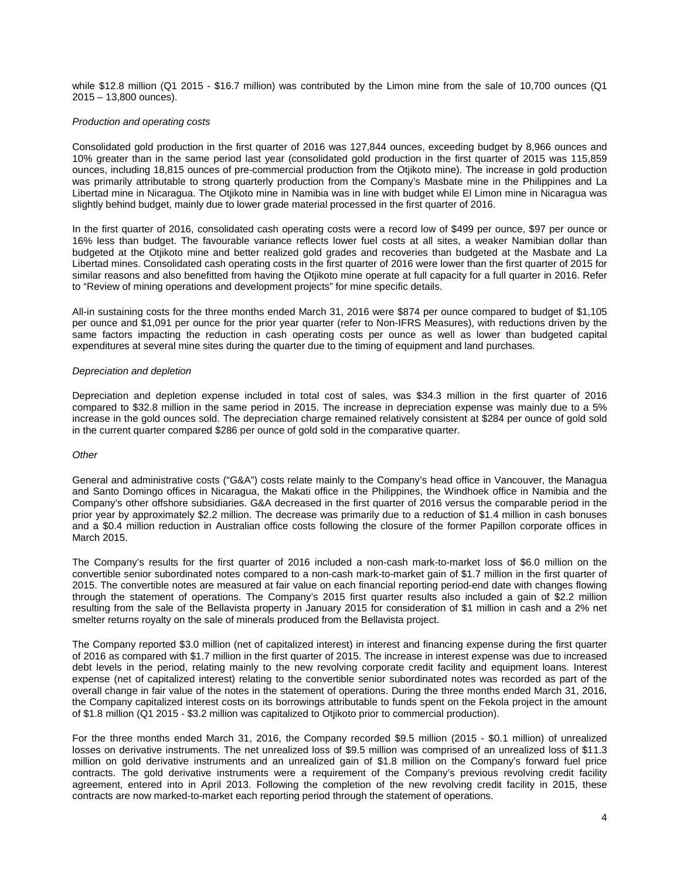while $12.8 million (Q1 2015 - $16.7 million) was contributed by the Limon mine from the sale of 10,700 ounces (Q1 2015 – 13,800 ounces).

*Production and operating costs*

Consolidated gold production in the first quarter of 2016 was 127,844 ounces, exceeding budget by 8,966 ounces and 10% greater than in the same period last year (consolidated gold production in the first quarter of 2015 was 115,859 ounces, including 18,815 ounces of pre-commercial production from the Otjikoto mine). The increase in gold production was primarily attributable to strong quarterly production from the Company's Masbate mine in the Philippines and La Libertad mine in Nicaragua. The Otjikoto mine in Namibia was in line with budget while El Limon mine in Nicaragua was slightly behind budget, mainly due to lower grade material processed in the first quarter of 2016.

In the first quarter of 2016, consolidated cash operating costs were a record low of $499 per ounce, $97 per ounce or 16% less than budget. The favourable variance reflects lower fuel costs at all sites, a weaker Namibian dollar than budgeted at the Otjikoto mine and better realized gold grades and recoveries than budgeted at the Masbate and La Libertad mines. Consolidated cash operating costs in the first quarter of 2016 were lower than the first quarter of 2015 for similar reasons and also benefitted from having the Otjikoto mine operate at full capacity for a full quarter in 2016. Refer to "Review of mining operations and development projects" for mine specific details.

All-in sustaining costs for the three months ended March 31, 2016 were $874 per ounce compared to budget of $1,105 per ounce and $1,091 per ounce for the prior year quarter (refer to Non-IFRS Measures), with reductions driven by the same factors impacting the reduction in cash operating costs per ounce as well as lower than budgeted capital expenditures at several mine sites during the quarter due to the timing of equipment and land purchases.

*Depreciation and depletion*

Depreciation and depletion expense included in total cost of sales, was $34.3 million in the first quarter of 2016 compared to $32.8 million in the same period in 2015. The increase in depreciation expense was mainly due to a 5% increase in the gold ounces sold. The depreciation charge remained relatively consistent at $284 per ounce of gold sold in the current quarter compared $286 per ounce of gold sold in the comparative quarter.

*Other*

General and administrative costs ("G&A") costs relate mainly to the Company's head office in Vancouver, the Managua and Santo Domingo offices in Nicaragua, the Makati office in the Philippines, the Windhoek office in Namibia and the Company's other offshore subsidiaries. G&A decreased in the first quarter of 2016 versus the comparable period in the prior year by approximately $2.2 million. The decrease was primarily due to a reduction of $1.4 million in cash bonuses and a $0.4 million reduction in Australian office costs following the closure of the former Papillon corporate offices in March 2015.

The Company's results for the first quarter of 2016 included a non-cash mark-to-market loss of $6.0 million on the convertible senior subordinated notes compared to a non-cash mark-to-market gain of $1.7 million in the first quarter of 2015. The convertible notes are measured at fair value on each financial reporting period-end date with changes flowing through the statement of operations. The Company's 2015 first quarter results also included a gain of $2.2 million resulting from the sale of the Bellavista property in January 2015 for consideration of $1 million in cash and a 2% net smelter returns royalty on the sale of minerals produced from the Bellavista project.

The Company reported $3.0 million (net of capitalized interest) in interest and financing expense during the first quarter of 2016 as compared with $1.7 million in the first quarter of 2015. The increase in interest expense was due to increased debt levels in the period, relating mainly to the new revolving corporate credit facility and equipment loans. Interest expense (net of capitalized interest) relating to the convertible senior subordinated notes was recorded as part of the overall change in fair value of the notes in the statement of operations. During the three months ended March 31, 2016, the Company capitalized interest costs on its borrowings attributable to funds spent on the Fekola project in the amount of $1.8 million (Q1 2015 - $3.2 million was capitalized to Otjikoto prior to commercial production).

For the three months ended March 31, 2016, the Company recorded $9.5 million (2015 - $0.1 million) of unrealized losses on derivative instruments. The net unrealized loss of $9.5 million was comprised of an unrealized loss of $11.3 million on gold derivative instruments and an unrealized gain of $1.8 million on the Company's forward fuel price contracts. The gold derivative instruments were a requirement of the Company's previous revolving credit facility agreement, entered into in April 2013. Following the completion of the new revolving credit facility in 2015, these contracts are now marked-to-market each reporting period through the statement of operations.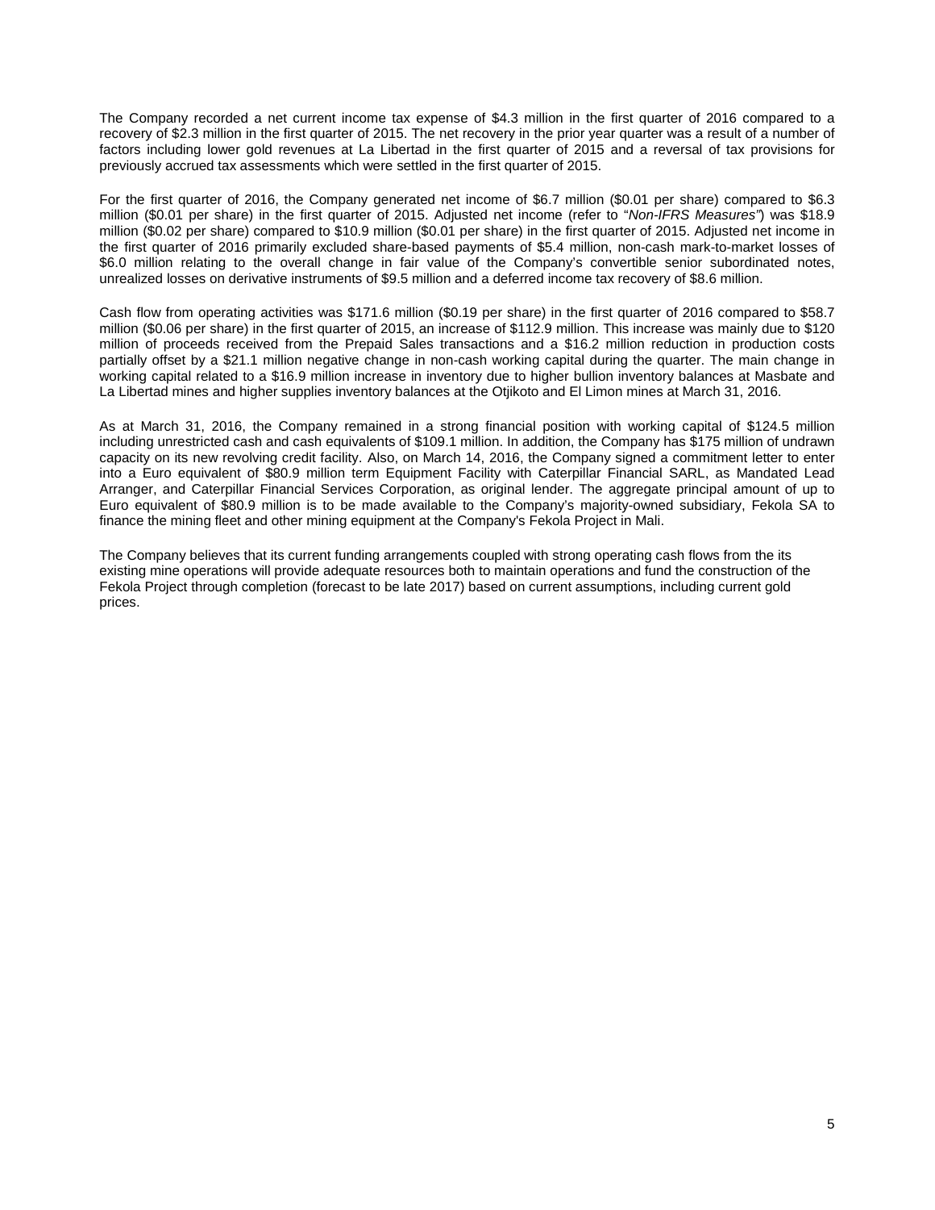The Company recorded a net current income tax expense of $4.3 million in the first quarter of 2016 compared to a recovery of $2.3 million in the first quarter of 2015. The net recovery in the prior year quarter was a result of a number of factors including lower gold revenues at La Libertad in the first quarter of 2015 and a reversal of tax provisions for previously accrued tax assessments which were settled in the first quarter of 2015.

For the first quarter of 2016, the Company generated net income of $6.7 million ($0.01 per share) compared to $6.3 million ($0.01 per share) in the first quarter of 2015. Adjusted net income (refer to "*Non-IFRS Measures*") was $18.9 million ($0.02 per share) compared to $10.9 million ($0.01 per share) in the first quarter of 2015. Adjusted net income in the first quarter of 2016 primarily excluded share-based payments of $5.4 million, non-cash mark-to-market losses of $6.0 million relating to the overall change in fair value of the Company's convertible senior subordinated notes, unrealized losses on derivative instruments of $9.5 million and a deferred income tax recovery of $8.6 million.

Cash flow from operating activities was $171.6 million ($0.19 per share) in the first quarter of 2016 compared to $58.7 million ($0.06 per share) in the first quarter of 2015, an increase of $112.9 million. This increase was mainly due to $120 million of proceeds received from the Prepaid Sales transactions and a $16.2 million reduction in production costs partially offset by a $21.1 million negative change in non-cash working capital during the quarter. The main change in working capital related to a $16.9 million increase in inventory due to higher bullion inventory balances at Masbate and La Libertad mines and higher supplies inventory balances at the Otjikoto and El Limon mines at March 31, 2016.

As at March 31, 2016, the Company remained in a strong financial position with working capital of $124.5 million including unrestricted cash and cash equivalents of $109.1 million. In addition, the Company has $175 million of undrawn capacity on its new revolving credit facility. Also, on March 14, 2016, the Company signed a commitment letter to enter into a Euro equivalent of $80.9 million term Equipment Facility with Caterpillar Financial SARL, as Mandated Lead Arranger, and Caterpillar Financial Services Corporation, as original lender. The aggregate principal amount of up to Euro equivalent of $80.9 million is to be made available to the Company's majority-owned subsidiary, Fekola SA to finance the mining fleet and other mining equipment at the Company's Fekola Project in Mali.

The Company believes that its current funding arrangements coupled with strong operating cash flows from the its existing mine operations will provide adequate resources both to maintain operations and fund the construction of the Fekola Project through completion (forecast to be late 2017) based on current assumptions, including current gold prices.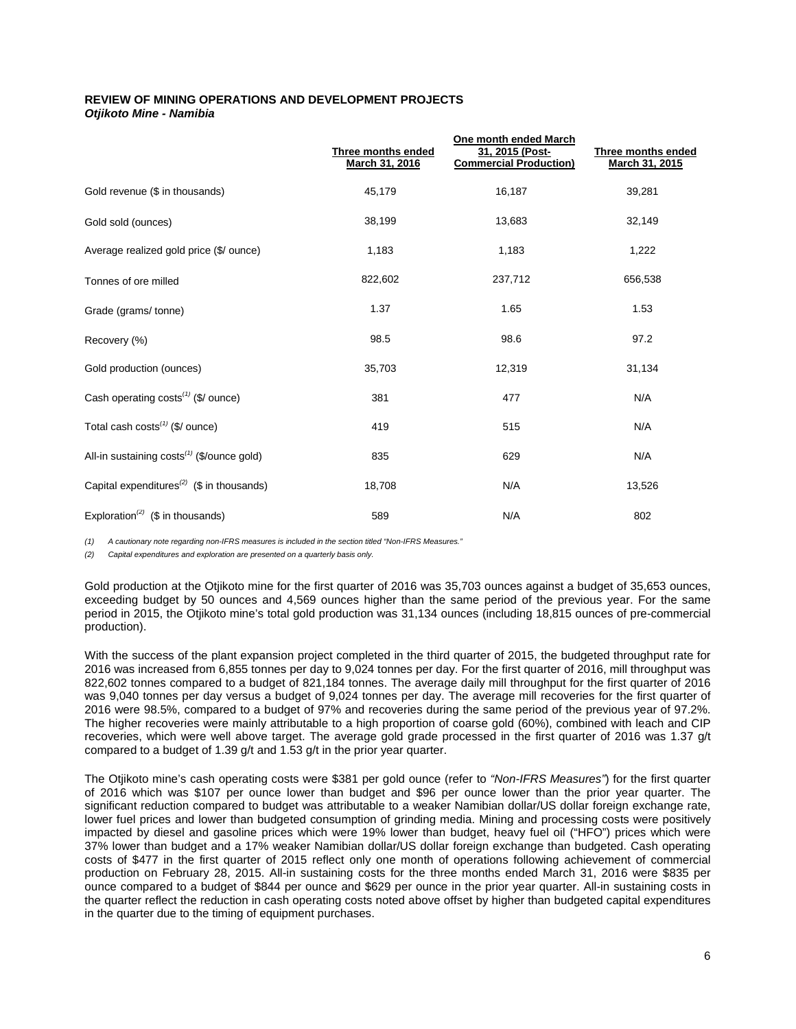### REVIEW OF MINING OPERATIONS AND DEVELOPMENT PROJECTS

***Otjikoto Mine - Namibia***

| | Three months ended March 31, 2016 | One month ended March 31, 2015 (Post-Commercial Production) | Three months ended March 31, 2015 |
|---|---|---|---|
| Gold revenue ($ in thousands) | 45,179 | 16,187 | 39,281 |
| Gold sold (ounces) | 38,199 | 13,683 | 32,149 |
| Average realized gold price ($/ ounce) | 1,183 | 1,183 | 1,222 |
| Tonnes of ore milled | 822,602 | 237,712 | 656,538 |
| Grade (grams/ tonne) | 1.37 | 1.65 | 1.53 |
| Recovery (%) | 98.5 | 98.6 | 97.2 |
| Gold production (ounces) | 35,703 | 12,319 | 31,134 |
| Cash operating costs(1) ($/ ounce) | 381 | 477 | N/A |
| Total cash costs(1) ($/ ounce) | 419 | 515 | N/A |
| All-in sustaining costs(1) ($/ounce gold) | 835 | 629 | N/A |
| Capital expenditures(2) ($ in thousands) | 18,708 | N/A | 13,526 |
| Exploration(2) ($ in thousands) | 589 | N/A | 802 |

*(1) A cautionary note regarding non-IFRS measures is included in the section titled "Non-IFRS Measures."*

*(2) Capital expenditures and exploration are presented on a quarterly basis only.*

Gold production at the Otjikoto mine for the first quarter of 2016 was 35,703 ounces against a budget of 35,653 ounces, exceeding budget by 50 ounces and 4,569 ounces higher than the same period of the previous year. For the same period in 2015, the Otjikoto mine's total gold production was 31,134 ounces (including 18,815 ounces of pre-commercial production).

With the success of the plant expansion project completed in the third quarter of 2015, the budgeted throughput rate for 2016 was increased from 6,855 tonnes per day to 9,024 tonnes per day. For the first quarter of 2016, mill throughput was 822,602 tonnes compared to a budget of 821,184 tonnes. The average daily mill throughput for the first quarter of 2016 was 9,040 tonnes per day versus a budget of 9,024 tonnes per day. The average mill recoveries for the first quarter of 2016 were 98.5%, compared to a budget of 97% and recoveries during the same period of the previous year of 97.2%. The higher recoveries were mainly attributable to a high proportion of coarse gold (60%), combined with leach and CIP recoveries, which were well above target. The average gold grade processed in the first quarter of 2016 was 1.37 g/t compared to a budget of 1.39 g/t and 1.53 g/t in the prior year quarter.

The Otjikoto mine's cash operating costs were $381 per gold ounce (refer to *"Non-IFRS Measures"*) for the first quarter of 2016 which was $107 per ounce lower than budget and $96 per ounce lower than the prior year quarter. The significant reduction compared to budget was attributable to a weaker Namibian dollar/US dollar foreign exchange rate, lower fuel prices and lower than budgeted consumption of grinding media. Mining and processing costs were positively impacted by diesel and gasoline prices which were 19% lower than budget, heavy fuel oil ("HFO") prices which were 37% lower than budget and a 17% weaker Namibian dollar/US dollar foreign exchange than budgeted. Cash operating costs of $477 in the first quarter of 2015 reflect only one month of operations following achievement of commercial production on February 28, 2015. All-in sustaining costs for the three months ended March 31, 2016 were $835 per ounce compared to a budget of $844 per ounce and $629 per ounce in the prior year quarter. All-in sustaining costs in the quarter reflect the reduction in cash operating costs noted above offset by higher than budgeted capital expenditures in the quarter due to the timing of equipment purchases.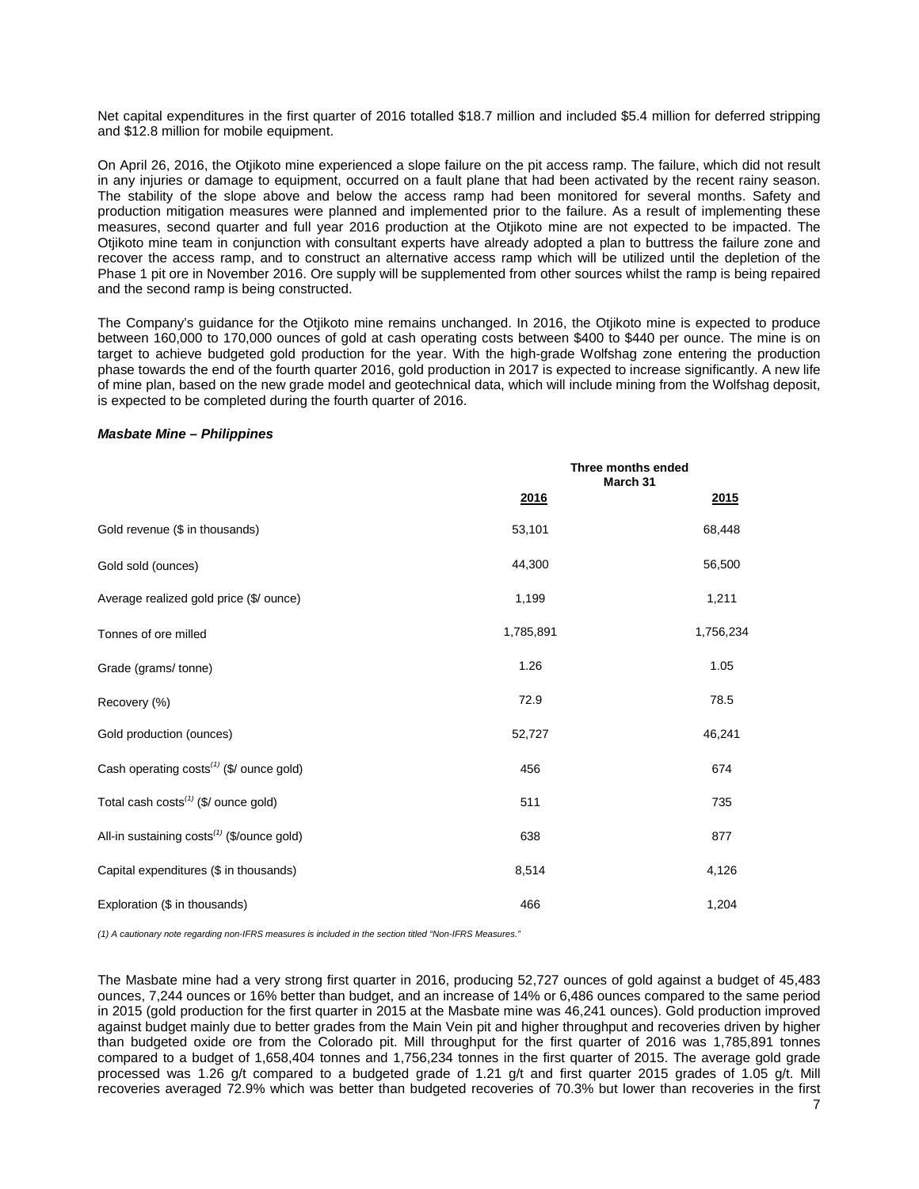Net capital expenditures in the first quarter of 2016 totalled $18.7 million and included $5.4 million for deferred stripping and $12.8 million for mobile equipment.

On April 26, 2016, the Otjikoto mine experienced a slope failure on the pit access ramp. The failure, which did not result in any injuries or damage to equipment, occurred on a fault plane that had been activated by the recent rainy season. The stability of the slope above and below the access ramp had been monitored for several months. Safety and production mitigation measures were planned and implemented prior to the failure. As a result of implementing these measures, second quarter and full year 2016 production at the Otjikoto mine are not expected to be impacted. The Otjikoto mine team in conjunction with consultant experts have already adopted a plan to buttress the failure zone and recover the access ramp, and to construct an alternative access ramp which will be utilized until the depletion of the Phase 1 pit ore in November 2016. Ore supply will be supplemented from other sources whilst the ramp is being repaired and the second ramp is being constructed.

The Company's guidance for the Otjikoto mine remains unchanged. In 2016, the Otjikoto mine is expected to produce between 160,000 to 170,000 ounces of gold at cash operating costs between $400 to $440 per ounce. The mine is on target to achieve budgeted gold production for the year. With the high-grade Wolfshag zone entering the production phase towards the end of the fourth quarter 2016, gold production in 2017 is expected to increase significantly. A new life of mine plan, based on the new grade model and geotechnical data, which will include mining from the Wolfshag deposit, is expected to be completed during the fourth quarter of 2016.

***Masbate Mine – Philippines***

| | Three months ended March 31 | |
|---|---|---|
| | **2016** | **2015** |
| Gold revenue ($ in thousands) | 53,101 | 68,448 |
| Gold sold (ounces) | 44,300 | 56,500 |
| Average realized gold price ($/ ounce) | 1,199 | 1,211 |
| Tonnes of ore milled | 1,785,891 | 1,756,234 |
| Grade (grams/ tonne) | 1.26 | 1.05 |
| Recovery (%) | 72.9 | 78.5 |
| Gold production (ounces) | 52,727 | 46,241 |
| Cash operating costs[(1)] ($/ ounce gold) | 456 | 674 |
| Total cash costs[(1)] ($/ ounce gold) | 511 | 735 |
| All-in sustaining costs[(1)] ($/ounce gold) | 638 | 877 |
| Capital expenditures ($ in thousands) | 8,514 | 4,126 |
| Exploration ($ in thousands) | 466 | 1,204 |

*(1) A cautionary note regarding non-IFRS measures is included in the section titled "Non-IFRS Measures."*

The Masbate mine had a very strong first quarter in 2016, producing 52,727 ounces of gold against a budget of 45,483 ounces, 7,244 ounces or 16% better than budget, and an increase of 14% or 6,486 ounces compared to the same period in 2015 (gold production for the first quarter in 2015 at the Masbate mine was 46,241 ounces). Gold production improved against budget mainly due to better grades from the Main Vein pit and higher throughput and recoveries driven by higher than budgeted oxide ore from the Colorado pit. Mill throughput for the first quarter of 2016 was 1,785,891 tonnes compared to a budget of 1,658,404 tonnes and 1,756,234 tonnes in the first quarter of 2015. The average gold grade processed was 1.26 g/t compared to a budgeted grade of 1.21 g/t and first quarter 2015 grades of 1.05 g/t. Mill recoveries averaged 72.9% which was better than budgeted recoveries of 70.3% but lower than recoveries in the first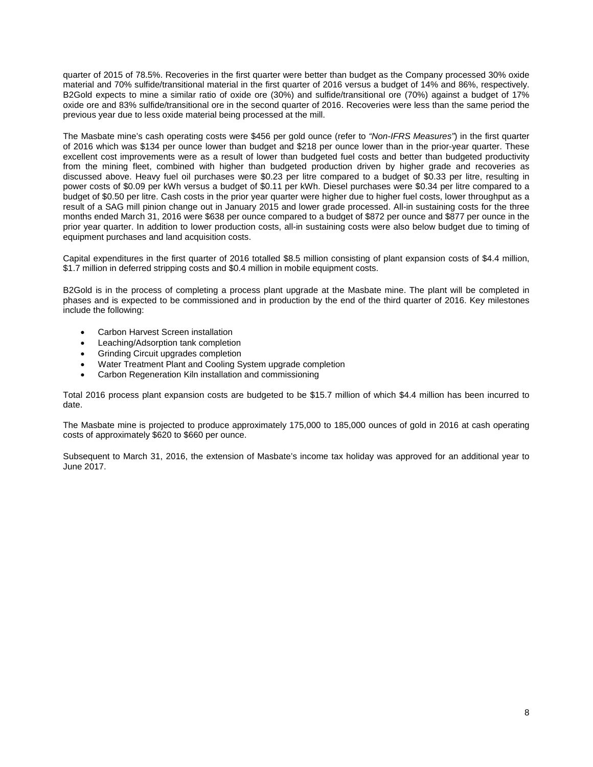quarter of 2015 of 78.5%. Recoveries in the first quarter were better than budget as the Company processed 30% oxide material and 70% sulfide/transitional material in the first quarter of 2016 versus a budget of 14% and 86%, respectively. B2Gold expects to mine a similar ratio of oxide ore (30%) and sulfide/transitional ore (70%) against a budget of 17% oxide ore and 83% sulfide/transitional ore in the second quarter of 2016. Recoveries were less than the same period the previous year due to less oxide material being processed at the mill.

The Masbate mine's cash operating costs were $456 per gold ounce (refer to *"Non-IFRS Measures"*) in the first quarter of 2016 which was $134 per ounce lower than budget and $218 per ounce lower than in the prior-year quarter. These excellent cost improvements were as a result of lower than budgeted fuel costs and better than budgeted productivity from the mining fleet, combined with higher than budgeted production driven by higher grade and recoveries as discussed above. Heavy fuel oil purchases were $0.23 per litre compared to a budget of $0.33 per litre, resulting in power costs of $0.09 per kWh versus a budget of $0.11 per kWh. Diesel purchases were $0.34 per litre compared to a budget of $0.50 per litre. Cash costs in the prior year quarter were higher due to higher fuel costs, lower throughput as a result of a SAG mill pinion change out in January 2015 and lower grade processed. All-in sustaining costs for the three months ended March 31, 2016 were $638 per ounce compared to a budget of $872 per ounce and $877 per ounce in the prior year quarter. In addition to lower production costs, all-in sustaining costs were also below budget due to timing of equipment purchases and land acquisition costs.

Capital expenditures in the first quarter of 2016 totalled $8.5 million consisting of plant expansion costs of $4.4 million, $1.7 million in deferred stripping costs and $0.4 million in mobile equipment costs.

B2Gold is in the process of completing a process plant upgrade at the Masbate mine. The plant will be completed in phases and is expected to be commissioned and in production by the end of the third quarter of 2016. Key milestones include the following:

- Carbon Harvest Screen installation
- Leaching/Adsorption tank completion
- Grinding Circuit upgrades completion
- Water Treatment Plant and Cooling System upgrade completion
- Carbon Regeneration Kiln installation and commissioning

Total 2016 process plant expansion costs are budgeted to be $15.7 million of which $4.4 million has been incurred to date.

The Masbate mine is projected to produce approximately 175,000 to 185,000 ounces of gold in 2016 at cash operating costs of approximately $620 to $660 per ounce.

Subsequent to March 31, 2016, the extension of Masbate's income tax holiday was approved for an additional year to June 2017.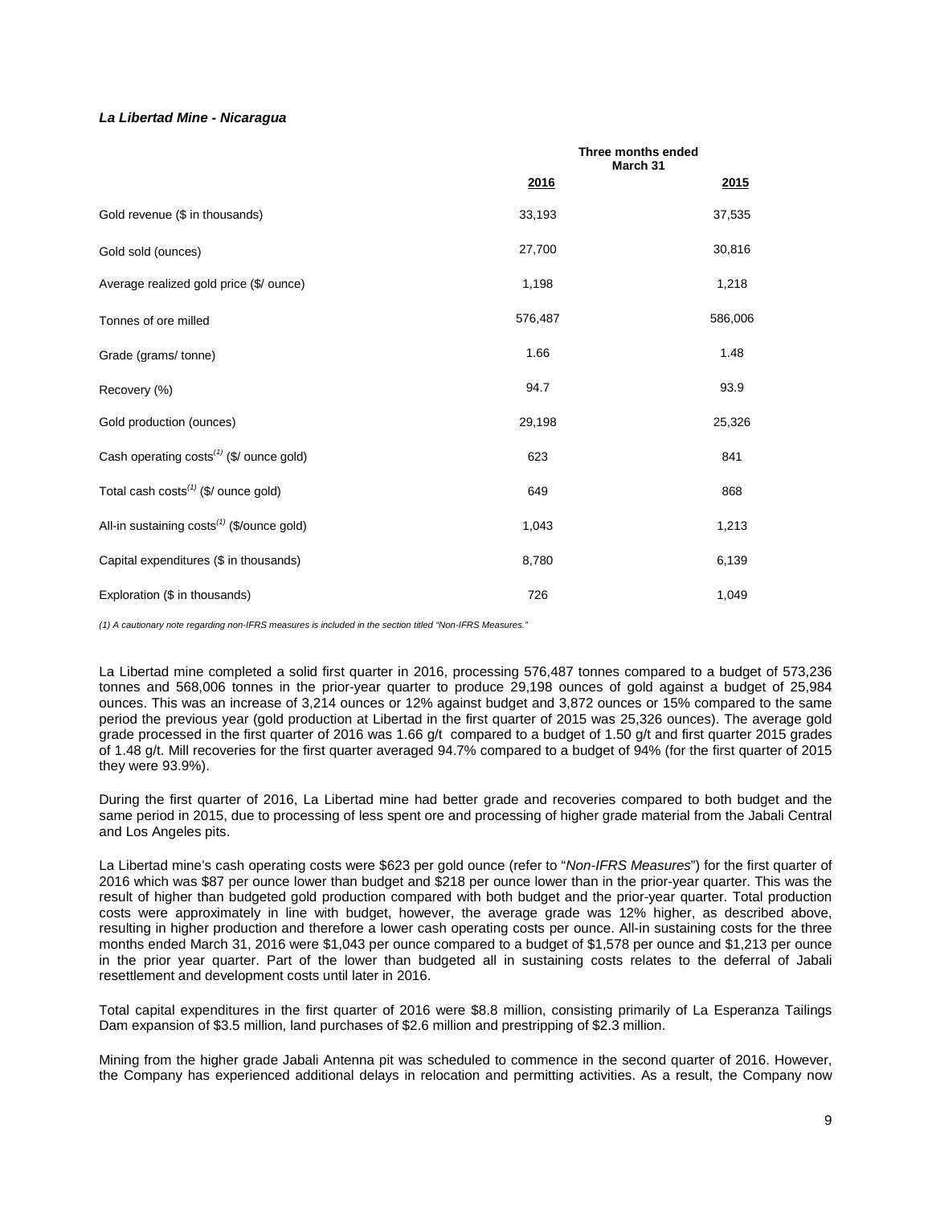***La Libertad Mine - Nicaragua***

| | Three months ended March 31 | |
|---|---|---|
| | **2016** | **2015** |
| Gold revenue ($ in thousands) | 33,193 | 37,535 |
| Gold sold (ounces) | 27,700 | 30,816 |
| Average realized gold price ($/ ounce) | 1,198 | 1,218 |
| Tonnes of ore milled | 576,487 | 586,006 |
| Grade (grams/ tonne) | 1.66 | 1.48 |
| Recovery (%) | 94.7 | 93.9 |
| Gold production (ounces) | 29,198 | 25,326 |
| Cash operating costs(1) ($/ ounce gold) | 623 | 841 |
| Total cash costs(1) ($/ ounce gold) | 649 | 868 |
| All-in sustaining costs(1) ($/ounce gold) | 1,043 | 1,213 |
| Capital expenditures ($ in thousands) | 8,780 | 6,139 |
| Exploration ($ in thousands) | 726 | 1,049 |

*(1) A cautionary note regarding non-IFRS measures is included in the section titled "Non-IFRS Measures."*

La Libertad mine completed a solid first quarter in 2016, processing 576,487 tonnes compared to a budget of 573,236 tonnes and 568,006 tonnes in the prior-year quarter to produce 29,198 ounces of gold against a budget of 25,984 ounces. This was an increase of 3,214 ounces or 12% against budget and 3,872 ounces or 15% compared to the same period the previous year (gold production at Libertad in the first quarter of 2015 was 25,326 ounces). The average gold grade processed in the first quarter of 2016 was 1.66 g/t compared to a budget of 1.50 g/t and first quarter 2015 grades of 1.48 g/t. Mill recoveries for the first quarter averaged 94.7% compared to a budget of 94% (for the first quarter of 2015 they were 93.9%).

During the first quarter of 2016, La Libertad mine had better grade and recoveries compared to both budget and the same period in 2015, due to processing of less spent ore and processing of higher grade material from the Jabali Central and Los Angeles pits.

La Libertad mine's cash operating costs were $623 per gold ounce (refer to "*Non-IFRS Measures*") for the first quarter of 2016 which was $87 per ounce lower than budget and $218 per ounce lower than in the prior-year quarter. This was the result of higher than budgeted gold production compared with both budget and the prior-year quarter. Total production costs were approximately in line with budget, however, the average grade was 12% higher, as described above, resulting in higher production and therefore a lower cash operating costs per ounce. All-in sustaining costs for the three months ended March 31, 2016 were $1,043 per ounce compared to a budget of $1,578 per ounce and $1,213 per ounce in the prior year quarter. Part of the lower than budgeted all in sustaining costs relates to the deferral of Jabali resettlement and development costs until later in 2016.

Total capital expenditures in the first quarter of 2016 were $8.8 million, consisting primarily of La Esperanza Tailings Dam expansion of $3.5 million, land purchases of $2.6 million and prestripping of $2.3 million.

Mining from the higher grade Jabali Antenna pit was scheduled to commence in the second quarter of 2016. However, the Company has experienced additional delays in relocation and permitting activities. As a result, the Company now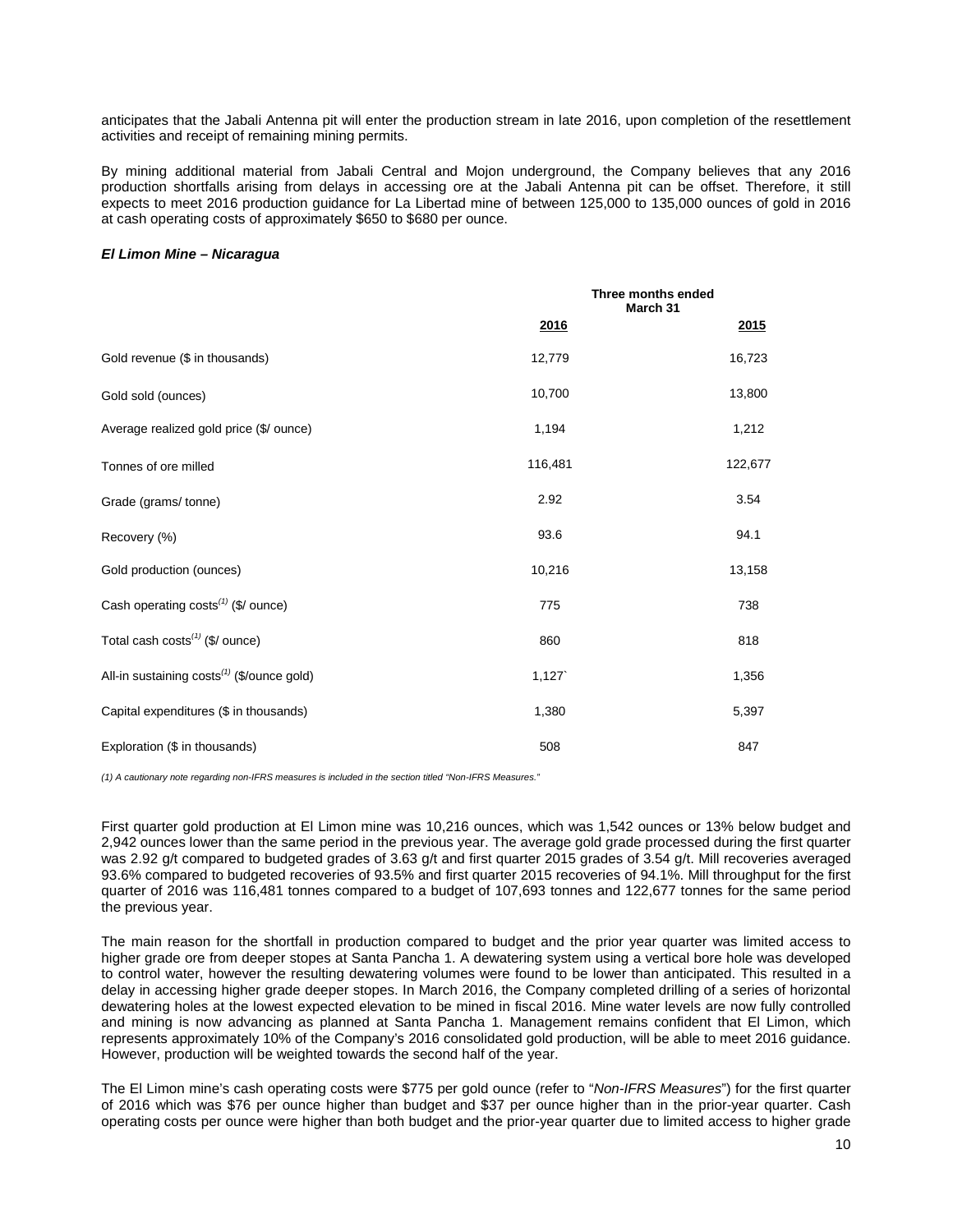anticipates that the Jabali Antenna pit will enter the production stream in late 2016, upon completion of the resettlement activities and receipt of remaining mining permits.

By mining additional material from Jabali Central and Mojon underground, the Company believes that any 2016 production shortfalls arising from delays in accessing ore at the Jabali Antenna pit can be offset. Therefore, it still expects to meet 2016 production guidance for La Libertad mine of between 125,000 to 135,000 ounces of gold in 2016 at cash operating costs of approximately $650 to $680 per ounce.

***El Limon Mine – Nicaragua***

| | Three months ended March 31 | |
|---|---|---|
| | 2016 | 2015 |
| Gold revenue ($ in thousands) | 12,779 | 16,723 |
| Gold sold (ounces) | 10,700 | 13,800 |
| Average realized gold price ($/ ounce) | 1,194 | 1,212 |
| Tonnes of ore milled | 116,481 | 122,677 |
| Grade (grams/ tonne) | 2.92 | 3.54 |
| Recovery (%) | 93.6 | 94.1 |
| Gold production (ounces) | 10,216 | 13,158 |
| Cash operating costs(1) ($/ ounce) | 775 | 738 |
| Total cash costs(1) ($/ ounce) | 860 | 818 |
| All-in sustaining costs(1) ($/ounce gold) | 1,127` | 1,356 |
| Capital expenditures ($ in thousands) | 1,380 | 5,397 |
| Exploration ($ in thousands) | 508 | 847 |

*(1) A cautionary note regarding non-IFRS measures is included in the section titled "Non-IFRS Measures."*

First quarter gold production at El Limon mine was 10,216 ounces, which was 1,542 ounces or 13% below budget and 2,942 ounces lower than the same period in the previous year. The average gold grade processed during the first quarter was 2.92 g/t compared to budgeted grades of 3.63 g/t and first quarter 2015 grades of 3.54 g/t. Mill recoveries averaged 93.6% compared to budgeted recoveries of 93.5% and first quarter 2015 recoveries of 94.1%. Mill throughput for the first quarter of 2016 was 116,481 tonnes compared to a budget of 107,693 tonnes and 122,677 tonnes for the same period the previous year.

The main reason for the shortfall in production compared to budget and the prior year quarter was limited access to higher grade ore from deeper stopes at Santa Pancha 1. A dewatering system using a vertical bore hole was developed to control water, however the resulting dewatering volumes were found to be lower than anticipated. This resulted in a delay in accessing higher grade deeper stopes. In March 2016, the Company completed drilling of a series of horizontal dewatering holes at the lowest expected elevation to be mined in fiscal 2016. Mine water levels are now fully controlled and mining is now advancing as planned at Santa Pancha 1. Management remains confident that El Limon, which represents approximately 10% of the Company's 2016 consolidated gold production, will be able to meet 2016 guidance. However, production will be weighted towards the second half of the year.

The El Limon mine's cash operating costs were $775 per gold ounce (refer to "*Non-IFRS Measures*") for the first quarter of 2016 which was $76 per ounce higher than budget and $37 per ounce higher than in the prior-year quarter. Cash operating costs per ounce were higher than both budget and the prior-year quarter due to limited access to higher grade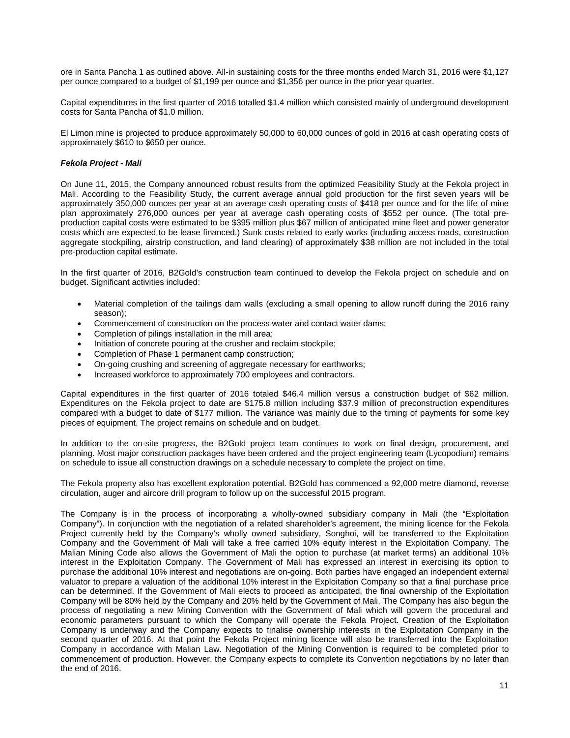ore in Santa Pancha 1 as outlined above. All-in sustaining costs for the three months ended March 31, 2016 were $1,127 per ounce compared to a budget of $1,199 per ounce and $1,356 per ounce in the prior year quarter.

Capital expenditures in the first quarter of 2016 totalled $1.4 million which consisted mainly of underground development costs for Santa Pancha of $1.0 million.

El Limon mine is projected to produce approximately 50,000 to 60,000 ounces of gold in 2016 at cash operating costs of approximately $610 to $650 per ounce.

***Fekola Project - Mali***

On June 11, 2015, the Company announced robust results from the optimized Feasibility Study at the Fekola project in Mali. According to the Feasibility Study, the current average annual gold production for the first seven years will be approximately 350,000 ounces per year at an average cash operating costs of $418 per ounce and for the life of mine plan approximately 276,000 ounces per year at average cash operating costs of $552 per ounce. (The total pre-production capital costs were estimated to be $395 million plus $67 million of anticipated mine fleet and power generator costs which are expected to be lease financed.) Sunk costs related to early works (including access roads, construction aggregate stockpiling, airstrip construction, and land clearing) of approximately $38 million are not included in the total pre-production capital estimate.

In the first quarter of 2016, B2Gold's construction team continued to develop the Fekola project on schedule and on budget. Significant activities included:

- Material completion of the tailings dam walls (excluding a small opening to allow runoff during the 2016 rainy season);
- Commencement of construction on the process water and contact water dams;
- Completion of pilings installation in the mill area;
- Initiation of concrete pouring at the crusher and reclaim stockpile;
- Completion of Phase 1 permanent camp construction;
- On-going crushing and screening of aggregate necessary for earthworks;
- Increased workforce to approximately 700 employees and contractors.

Capital expenditures in the first quarter of 2016 totaled $46.4 million versus a construction budget of $62 million. Expenditures on the Fekola project to date are $175.8 million including $37.9 million of preconstruction expenditures compared with a budget to date of $177 million. The variance was mainly due to the timing of payments for some key pieces of equipment. The project remains on schedule and on budget.

In addition to the on-site progress, the B2Gold project team continues to work on final design, procurement, and planning. Most major construction packages have been ordered and the project engineering team (Lycopodium) remains on schedule to issue all construction drawings on a schedule necessary to complete the project on time.

The Fekola property also has excellent exploration potential. B2Gold has commenced a 92,000 metre diamond, reverse circulation, auger and aircore drill program to follow up on the successful 2015 program.

The Company is in the process of incorporating a wholly-owned subsidiary company in Mali (the "Exploitation Company"). In conjunction with the negotiation of a related shareholder's agreement, the mining licence for the Fekola Project currently held by the Company's wholly owned subsidiary, Songhoi, will be transferred to the Exploitation Company and the Government of Mali will take a free carried 10% equity interest in the Exploitation Company. The Malian Mining Code also allows the Government of Mali the option to purchase (at market terms) an additional 10% interest in the Exploitation Company. The Government of Mali has expressed an interest in exercising its option to purchase the additional 10% interest and negotiations are on-going. Both parties have engaged an independent external valuator to prepare a valuation of the additional 10% interest in the Exploitation Company so that a final purchase price can be determined. If the Government of Mali elects to proceed as anticipated, the final ownership of the Exploitation Company will be 80% held by the Company and 20% held by the Government of Mali. The Company has also begun the process of negotiating a new Mining Convention with the Government of Mali which will govern the procedural and economic parameters pursuant to which the Company will operate the Fekola Project. Creation of the Exploitation Company is underway and the Company expects to finalise ownership interests in the Exploitation Company in the second quarter of 2016. At that point the Fekola Project mining licence will also be transferred into the Exploitation Company in accordance with Malian Law. Negotiation of the Mining Convention is required to be completed prior to commencement of production. However, the Company expects to complete its Convention negotiations by no later than the end of 2016.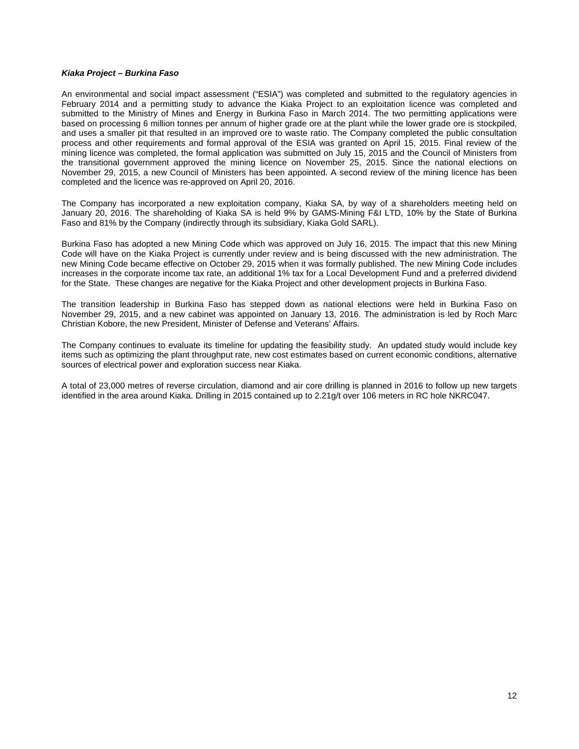***Kiaka Project – Burkina Faso***

An environmental and social impact assessment ("ESIA") was completed and submitted to the regulatory agencies in February 2014 and a permitting study to advance the Kiaka Project to an exploitation licence was completed and submitted to the Ministry of Mines and Energy in Burkina Faso in March 2014. The two permitting applications were based on processing 6 million tonnes per annum of higher grade ore at the plant while the lower grade ore is stockpiled, and uses a smaller pit that resulted in an improved ore to waste ratio. The Company completed the public consultation process and other requirements and formal approval of the ESIA was granted on April 15, 2015. Final review of the mining licence was completed, the formal application was submitted on July 15, 2015 and the Council of Ministers from the transitional government approved the mining licence on November 25, 2015. Since the national elections on November 29, 2015, a new Council of Ministers has been appointed. A second review of the mining licence has been completed and the licence was re-approved on April 20, 2016.

The Company has incorporated a new exploitation company, Kiaka SA, by way of a shareholders meeting held on January 20, 2016. The shareholding of Kiaka SA is held 9% by GAMS-Mining F&I LTD, 10% by the State of Burkina Faso and 81% by the Company (indirectly through its subsidiary, Kiaka Gold SARL).

Burkina Faso has adopted a new Mining Code which was approved on July 16, 2015. The impact that this new Mining Code will have on the Kiaka Project is currently under review and is being discussed with the new administration. The new Mining Code became effective on October 29, 2015 when it was formally published. The new Mining Code includes increases in the corporate income tax rate, an additional 1% tax for a Local Development Fund and a preferred dividend for the State. These changes are negative for the Kiaka Project and other development projects in Burkina Faso.

The transition leadership in Burkina Faso has stepped down as national elections were held in Burkina Faso on November 29, 2015, and a new cabinet was appointed on January 13, 2016. The administration is led by Roch Marc Christian Kobore, the new President, Minister of Defense and Veterans' Affairs.

The Company continues to evaluate its timeline for updating the feasibility study. An updated study would include key items such as optimizing the plant throughput rate, new cost estimates based on current economic conditions, alternative sources of electrical power and exploration success near Kiaka.

A total of 23,000 metres of reverse circulation, diamond and air core drilling is planned in 2016 to follow up new targets identified in the area around Kiaka. Drilling in 2015 contained up to 2.21g/t over 106 meters in RC hole NKRC047.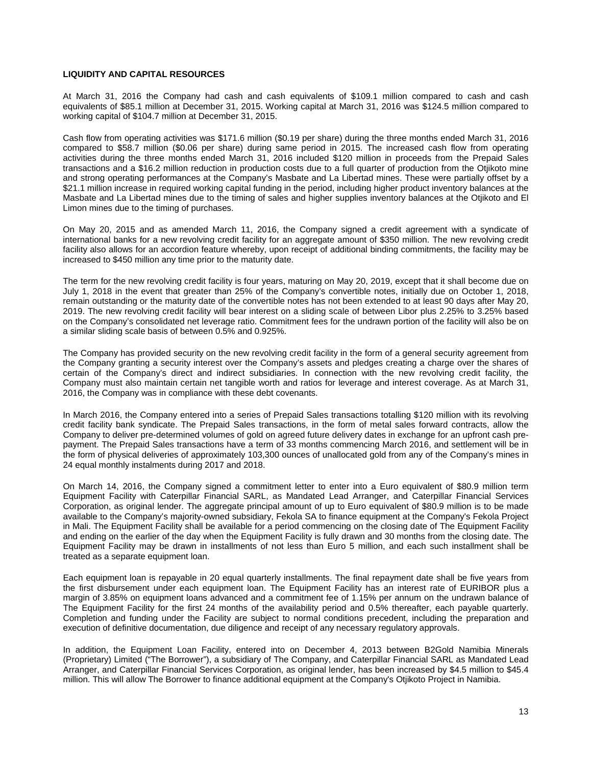**LIQUIDITY AND CAPITAL RESOURCES**

At March 31, 2016 the Company had cash and cash equivalents of $109.1 million compared to cash and cash equivalents of $85.1 million at December 31, 2015. Working capital at March 31, 2016 was $124.5 million compared to working capital of $104.7 million at December 31, 2015.

Cash flow from operating activities was $171.6 million ($0.19 per share) during the three months ended March 31, 2016 compared to $58.7 million ($0.06 per share) during same period in 2015. The increased cash flow from operating activities during the three months ended March 31, 2016 included $120 million in proceeds from the Prepaid Sales transactions and a $16.2 million reduction in production costs due to a full quarter of production from the Otjikoto mine and strong operating performances at the Company's Masbate and La Libertad mines. These were partially offset by a $21.1 million increase in required working capital funding in the period, including higher product inventory balances at the Masbate and La Libertad mines due to the timing of sales and higher supplies inventory balances at the Otjikoto and El Limon mines due to the timing of purchases.

On May 20, 2015 and as amended March 11, 2016, the Company signed a credit agreement with a syndicate of international banks for a new revolving credit facility for an aggregate amount of $350 million. The new revolving credit facility also allows for an accordion feature whereby, upon receipt of additional binding commitments, the facility may be increased to $450 million any time prior to the maturity date.

The term for the new revolving credit facility is four years, maturing on May 20, 2019, except that it shall become due on July 1, 2018 in the event that greater than 25% of the Company's convertible notes, initially due on October 1, 2018, remain outstanding or the maturity date of the convertible notes has not been extended to at least 90 days after May 20, 2019. The new revolving credit facility will bear interest on a sliding scale of between Libor plus 2.25% to 3.25% based on the Company's consolidated net leverage ratio. Commitment fees for the undrawn portion of the facility will also be on a similar sliding scale basis of between 0.5% and 0.925%.

The Company has provided security on the new revolving credit facility in the form of a general security agreement from the Company granting a security interest over the Company's assets and pledges creating a charge over the shares of certain of the Company's direct and indirect subsidiaries. In connection with the new revolving credit facility, the Company must also maintain certain net tangible worth and ratios for leverage and interest coverage. As at March 31, 2016, the Company was in compliance with these debt covenants.

In March 2016, the Company entered into a series of Prepaid Sales transactions totalling $120 million with its revolving credit facility bank syndicate. The Prepaid Sales transactions, in the form of metal sales forward contracts, allow the Company to deliver pre-determined volumes of gold on agreed future delivery dates in exchange for an upfront cash pre-payment. The Prepaid Sales transactions have a term of 33 months commencing March 2016, and settlement will be in the form of physical deliveries of approximately 103,300 ounces of unallocated gold from any of the Company's mines in 24 equal monthly instalments during 2017 and 2018.

On March 14, 2016, the Company signed a commitment letter to enter into a Euro equivalent of $80.9 million term Equipment Facility with Caterpillar Financial SARL, as Mandated Lead Arranger, and Caterpillar Financial Services Corporation, as original lender. The aggregate principal amount of up to Euro equivalent of $80.9 million is to be made available to the Company's majority-owned subsidiary, Fekola SA to finance equipment at the Company's Fekola Project in Mali. The Equipment Facility shall be available for a period commencing on the closing date of The Equipment Facility and ending on the earlier of the day when the Equipment Facility is fully drawn and 30 months from the closing date. The Equipment Facility may be drawn in installments of not less than Euro 5 million, and each such installment shall be treated as a separate equipment loan.

Each equipment loan is repayable in 20 equal quarterly installments. The final repayment date shall be five years from the first disbursement under each equipment loan. The Equipment Facility has an interest rate of EURIBOR plus a margin of 3.85% on equipment loans advanced and a commitment fee of 1.15% per annum on the undrawn balance of The Equipment Facility for the first 24 months of the availability period and 0.5% thereafter, each payable quarterly. Completion and funding under the Facility are subject to normal conditions precedent, including the preparation and execution of definitive documentation, due diligence and receipt of any necessary regulatory approvals.

In addition, the Equipment Loan Facility, entered into on December 4, 2013 between B2Gold Namibia Minerals (Proprietary) Limited ("The Borrower"), a subsidiary of The Company, and Caterpillar Financial SARL as Mandated Lead Arranger, and Caterpillar Financial Services Corporation, as original lender, has been increased by $4.5 million to $45.4 million. This will allow The Borrower to finance additional equipment at the Company's Otjikoto Project in Namibia.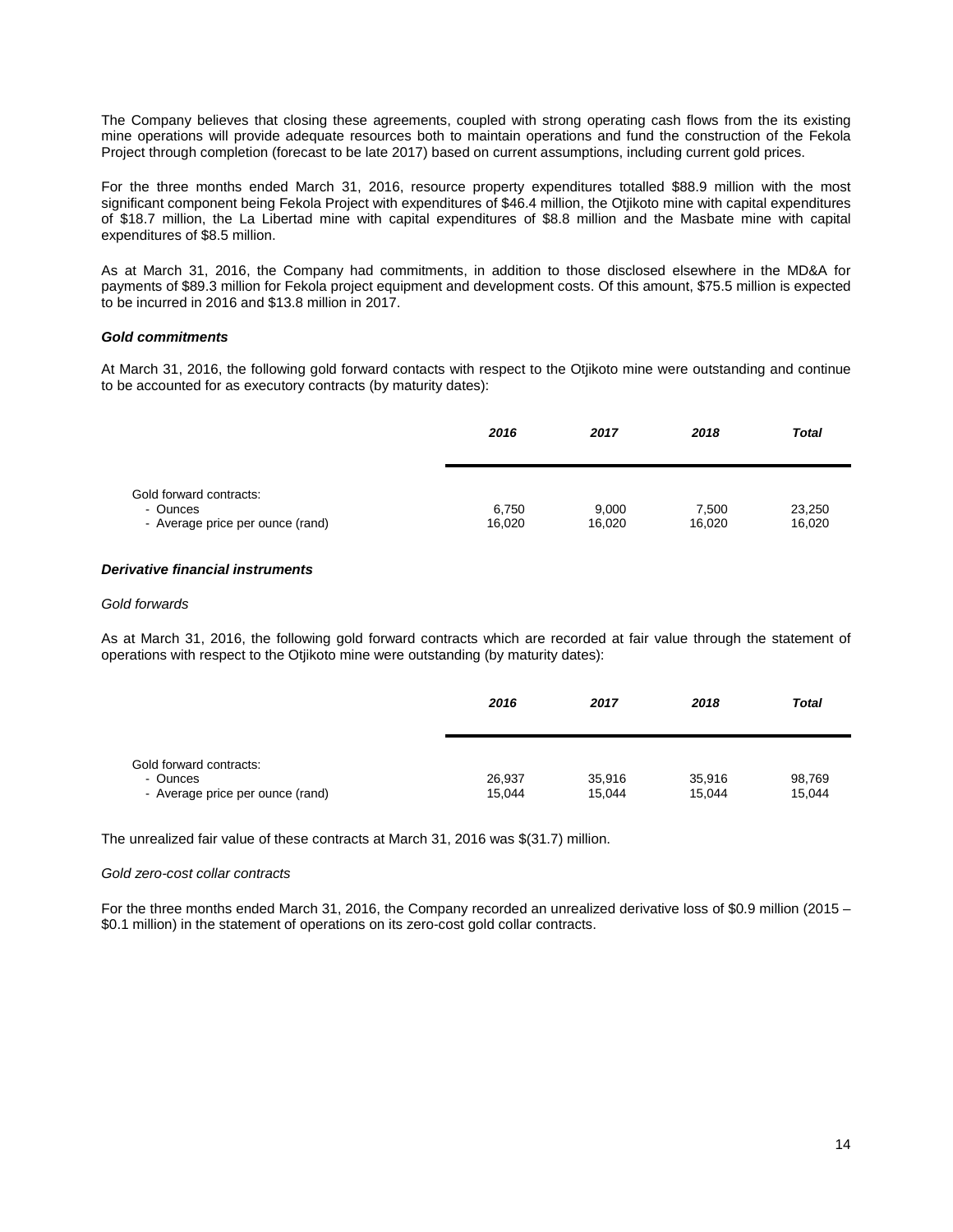The Company believes that closing these agreements, coupled with strong operating cash flows from the its existing mine operations will provide adequate resources both to maintain operations and fund the construction of the Fekola Project through completion (forecast to be late 2017) based on current assumptions, including current gold prices.

For the three months ended March 31, 2016, resource property expenditures totalled $88.9 million with the most significant component being Fekola Project with expenditures of $46.4 million, the Otjikoto mine with capital expenditures of $18.7 million, the La Libertad mine with capital expenditures of $8.8 million and the Masbate mine with capital expenditures of $8.5 million.

As at March 31, 2016, the Company had commitments, in addition to those disclosed elsewhere in the MD&A for payments of $89.3 million for Fekola project equipment and development costs. Of this amount, $75.5 million is expected to be incurred in 2016 and $13.8 million in 2017.

***Gold commitments***

At March 31, 2016, the following gold forward contacts with respect to the Otjikoto mine were outstanding and continue to be accounted for as executory contracts (by maturity dates):

| | *2016* | *2017* | *2018* | *Total* |
|---|---|---|---|---|
| Gold forward contracts: | | | | |
| - Ounces | 6,750 | 9,000 | 7,500 | 23,250 |
| - Average price per ounce (rand) | 16,020 | 16,020 | 16,020 | 16,020 |

***Derivative financial instruments***

*Gold forwards*

As at March 31, 2016, the following gold forward contracts which are recorded at fair value through the statement of operations with respect to the Otjikoto mine were outstanding (by maturity dates):

| | *2016* | *2017* | *2018* | *Total* |
|---|---|---|---|---|
| Gold forward contracts: | | | | |
| - Ounces | 26,937 | 35,916 | 35,916 | 98,769 |
| - Average price per ounce (rand) | 15,044 | 15,044 | 15,044 | 15,044 |

The unrealized fair value of these contracts at March 31, 2016 was $(31.7) million.

*Gold zero-cost collar contracts*

For the three months ended March 31, 2016, the Company recorded an unrealized derivative loss of $0.9 million (2015 – $0.1 million) in the statement of operations on its zero-cost gold collar contracts.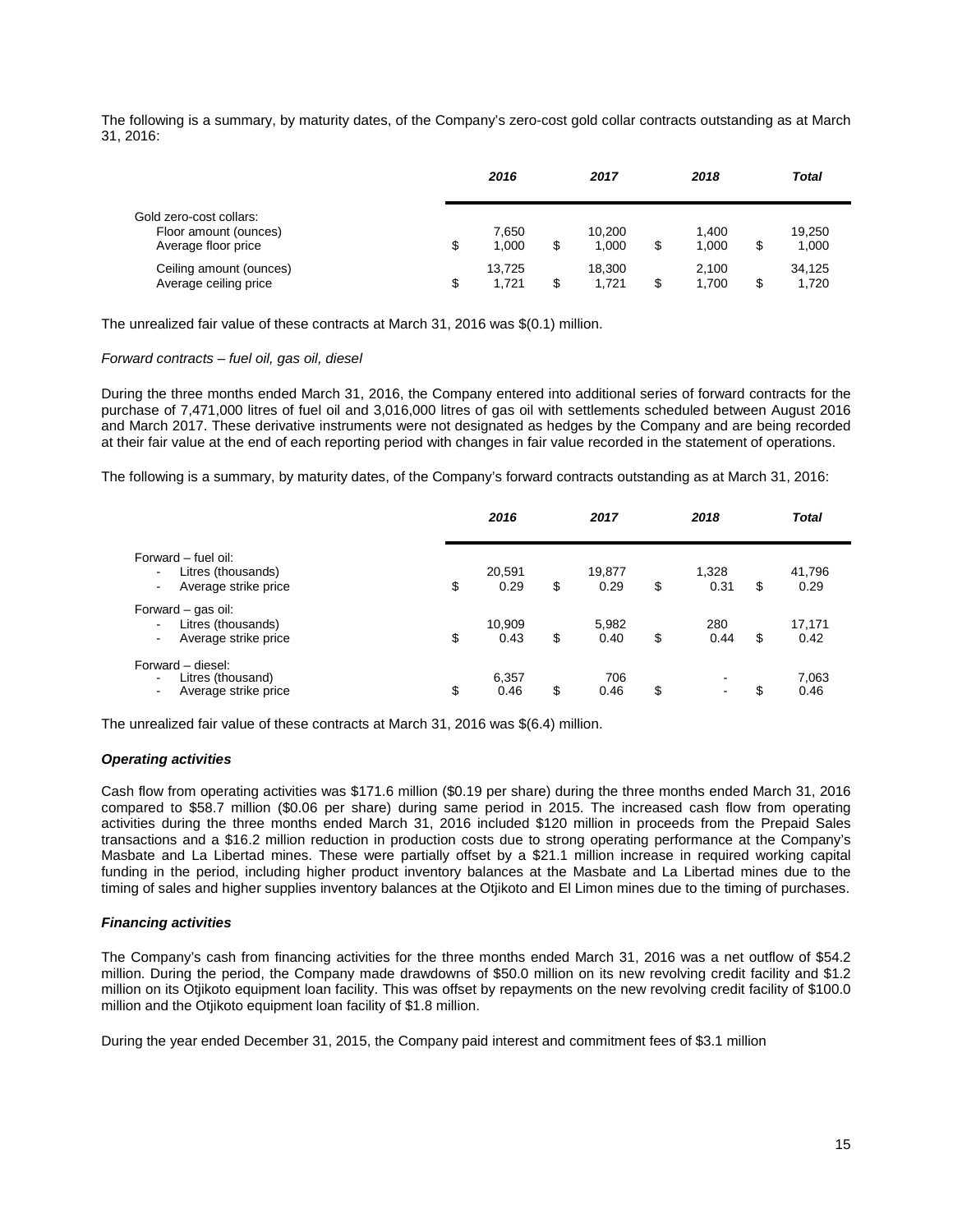The following is a summary, by maturity dates, of the Company's zero-cost gold collar contracts outstanding as at March 31, 2016:

| | ***2016*** | ***2017*** | ***2018*** | ***Total*** |
|---|---|---|---|---|
| Gold zero-cost collars: | | | | |
| Floor amount (ounces) | 7,650 | 10,200 | 1,400 | 19,250 |
| Average floor price | $ 1,000 | $ 1,000 | $ 1,000 | $ 1,000 |
| Ceiling amount (ounces) | 13,725 | 18,300 | 2,100 | 34,125 |
| Average ceiling price | $ 1,721 | $ 1,721 | $ 1,700 | $ 1,720 |

The unrealized fair value of these contracts at March 31, 2016 was $(0.1) million.

*Forward contracts – fuel oil, gas oil, diesel*

During the three months ended March 31, 2016, the Company entered into additional series of forward contracts for the purchase of 7,471,000 litres of fuel oil and 3,016,000 litres of gas oil with settlements scheduled between August 2016 and March 2017. These derivative instruments were not designated as hedges by the Company and are being recorded at their fair value at the end of each reporting period with changes in fair value recorded in the statement of operations.

The following is a summary, by maturity dates, of the Company's forward contracts outstanding as at March 31, 2016:

| | ***2016*** | ***2017*** | ***2018*** | ***Total*** |
|---|---|---|---|---|
| Forward – fuel oil: | | | | |
| - Litres (thousands) | 20,591 | 19,877 | 1,328 | 41,796 |
| - Average strike price | $ 0.29 | $ 0.29 | $ 0.31 | $ 0.29 |
| Forward – gas oil: | | | | |
| - Litres (thousands) | 10,909 | 5,982 | 280 | 17,171 |
| - Average strike price | $ 0.43 | $ 0.40 | $ 0.44 | $ 0.42 |
| Forward – diesel: | | | | |
| - Litres (thousand) | 6,357 | 706 | - | 7,063 |
| - Average strike price | $ 0.46 | $ 0.46 | $ - | $ 0.46 |

The unrealized fair value of these contracts at March 31, 2016 was $(6.4) million.

***Operating activities***

Cash flow from operating activities was $171.6 million ($0.19 per share) during the three months ended March 31, 2016 compared to $58.7 million ($0.06 per share) during same period in 2015. The increased cash flow from operating activities during the three months ended March 31, 2016 included $120 million in proceeds from the Prepaid Sales transactions and a $16.2 million reduction in production costs due to strong operating performance at the Company's Masbate and La Libertad mines. These were partially offset by a $21.1 million increase in required working capital funding in the period, including higher product inventory balances at the Masbate and La Libertad mines due to the timing of sales and higher supplies inventory balances at the Otjikoto and El Limon mines due to the timing of purchases.

***Financing activities***

The Company's cash from financing activities for the three months ended March 31, 2016 was a net outflow of $54.2 million. During the period, the Company made drawdowns of $50.0 million on its new revolving credit facility and $1.2 million on its Otjikoto equipment loan facility. This was offset by repayments on the new revolving credit facility of $100.0 million and the Otjikoto equipment loan facility of $1.8 million.

During the year ended December 31, 2015, the Company paid interest and commitment fees of $3.1 million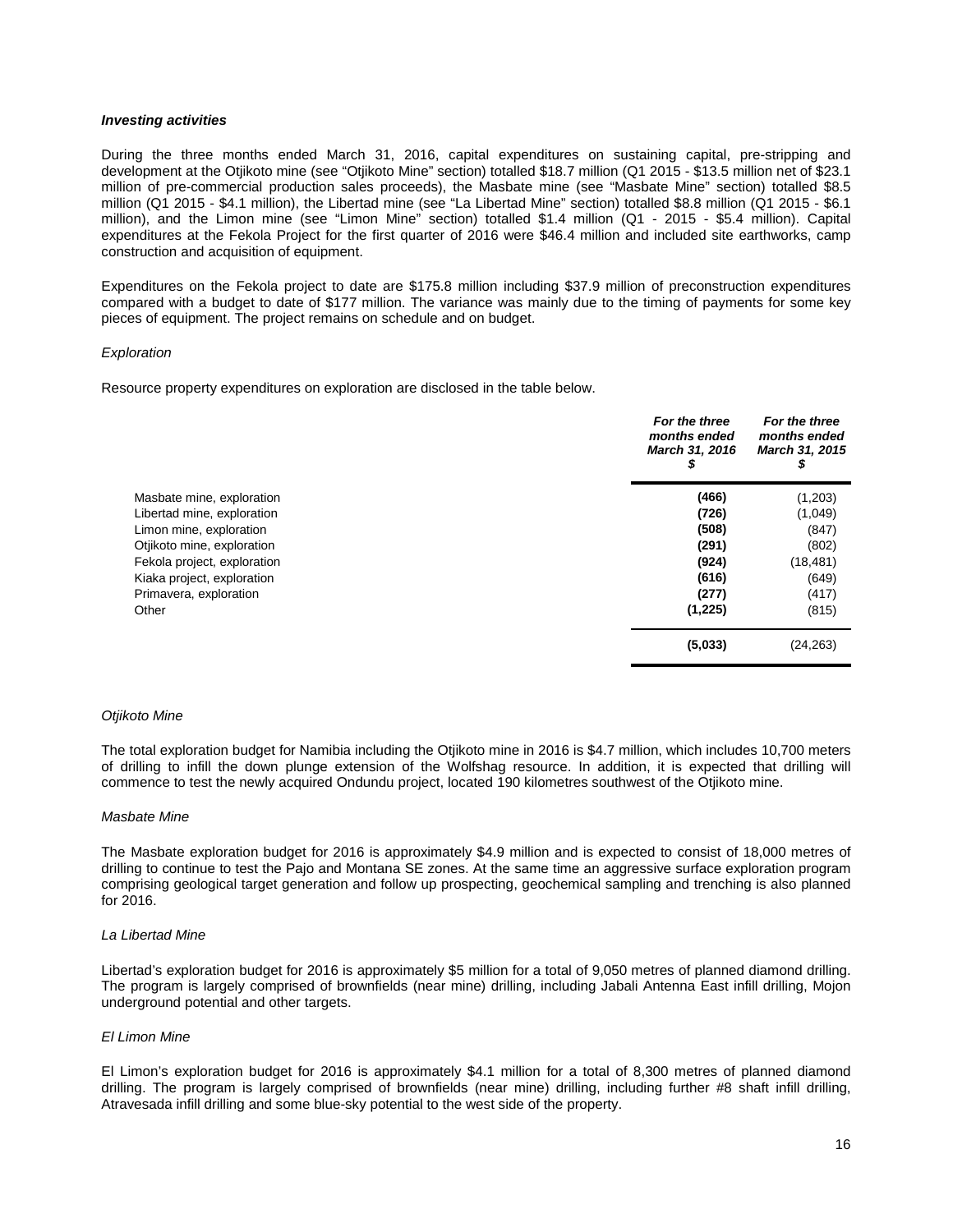***Investing activities***

During the three months ended March 31, 2016, capital expenditures on sustaining capital, pre-stripping and development at the Otjikoto mine (see "Otjikoto Mine" section) totalled $18.7 million (Q1 2015 - $13.5 million net of $23.1 million of pre-commercial production sales proceeds), the Masbate mine (see "Masbate Mine" section) totalled $8.5 million (Q1 2015 - $4.1 million), the Libertad mine (see "La Libertad Mine" section) totalled $8.8 million (Q1 2015 - $6.1 million), and the Limon mine (see "Limon Mine" section) totalled $1.4 million (Q1 - 2015 - $5.4 million). Capital expenditures at the Fekola Project for the first quarter of 2016 were $46.4 million and included site earthworks, camp construction and acquisition of equipment.

Expenditures on the Fekola project to date are $175.8 million including $37.9 million of preconstruction expenditures compared with a budget to date of $177 million. The variance was mainly due to the timing of payments for some key pieces of equipment. The project remains on schedule and on budget.

*Exploration*

Resource property expenditures on exploration are disclosed in the table below.

| | ***For the three months ended March 31, 2016 $*** | ***For the three months ended March 31, 2015 $*** |
|---|---|---|
| Masbate mine, exploration | **(466)** | (1,203) |
| Libertad mine, exploration | **(726)** | (1,049) |
| Limon mine, exploration | **(508)** | (847) |
| Otjikoto mine, exploration | **(291)** | (802) |
| Fekola project, exploration | **(924)** | (18,481) |
| Kiaka project, exploration | **(616)** | (649) |
| Primavera, exploration | **(277)** | (417) |
| Other | **(1,225)** | (815) |
| | **(5,033)** | (24,263) |

*Otjikoto Mine*

The total exploration budget for Namibia including the Otjikoto mine in 2016 is $4.7 million, which includes 10,700 meters of drilling to infill the down plunge extension of the Wolfshag resource. In addition, it is expected that drilling will commence to test the newly acquired Ondundu project, located 190 kilometres southwest of the Otjikoto mine.

*Masbate Mine*

The Masbate exploration budget for 2016 is approximately $4.9 million and is expected to consist of 18,000 metres of drilling to continue to test the Pajo and Montana SE zones. At the same time an aggressive surface exploration program comprising geological target generation and follow up prospecting, geochemical sampling and trenching is also planned for 2016.

*La Libertad Mine*

Libertad's exploration budget for 2016 is approximately $5 million for a total of 9,050 metres of planned diamond drilling. The program is largely comprised of brownfields (near mine) drilling, including Jabali Antenna East infill drilling, Mojon underground potential and other targets.

*El Limon Mine*

El Limon's exploration budget for 2016 is approximately $4.1 million for a total of 8,300 metres of planned diamond drilling. The program is largely comprised of brownfields (near mine) drilling, including further #8 shaft infill drilling, Atravesada infill drilling and some blue-sky potential to the west side of the property.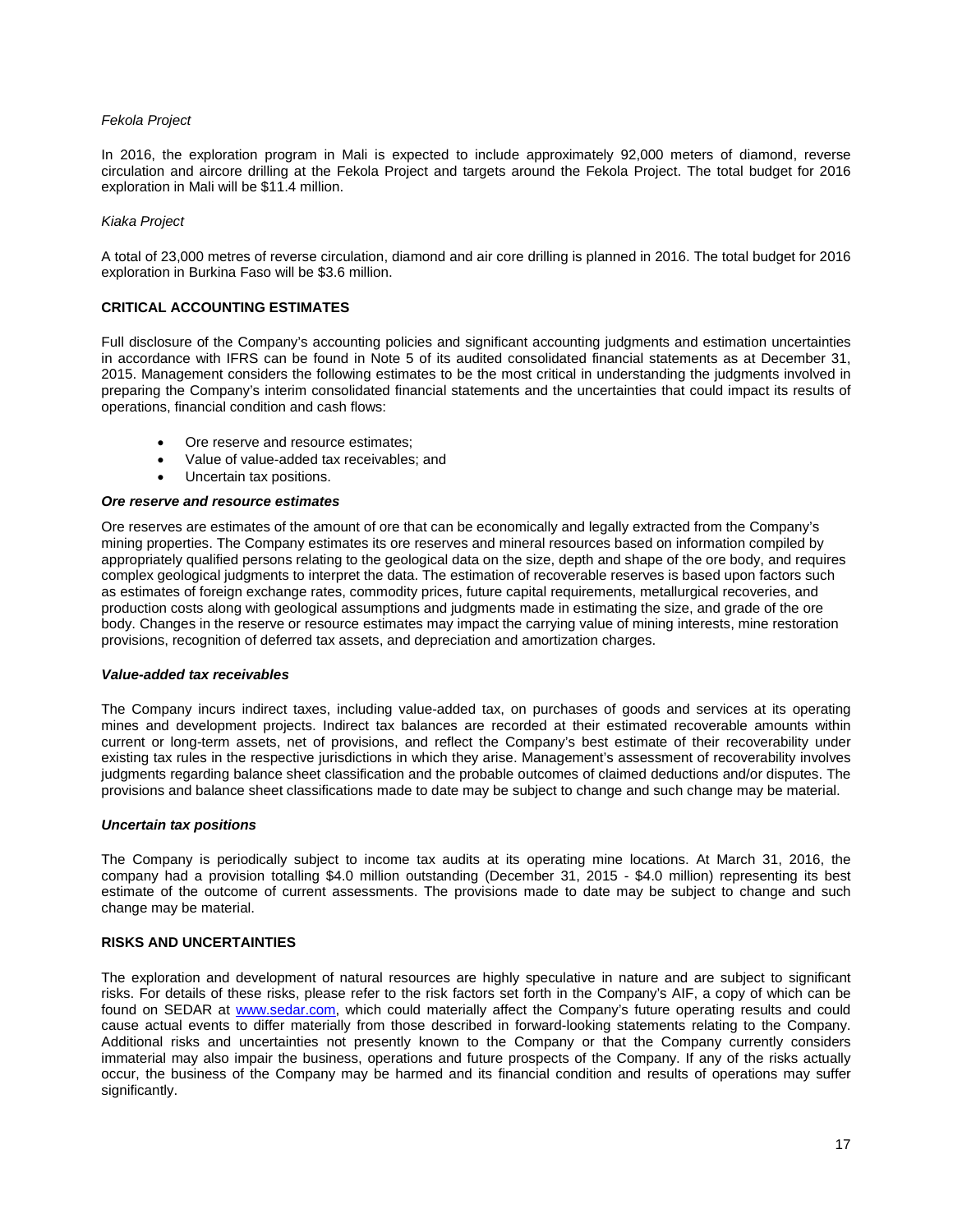*Fekola Project*

In 2016, the exploration program in Mali is expected to include approximately 92,000 meters of diamond, reverse circulation and aircore drilling at the Fekola Project and targets around the Fekola Project. The total budget for 2016 exploration in Mali will be $11.4 million.

*Kiaka Project*

A total of 23,000 metres of reverse circulation, diamond and air core drilling is planned in 2016. The total budget for 2016 exploration in Burkina Faso will be $3.6 million.

## CRITICAL ACCOUNTING ESTIMATES

Full disclosure of the Company's accounting policies and significant accounting judgments and estimation uncertainties in accordance with IFRS can be found in Note 5 of its audited consolidated financial statements as at December 31, 2015. Management considers the following estimates to be the most critical in understanding the judgments involved in preparing the Company's interim consolidated financial statements and the uncertainties that could impact its results of operations, financial condition and cash flows:

- Ore reserve and resource estimates;
- Value of value-added tax receivables; and
- Uncertain tax positions.

### *Ore reserve and resource estimates*

Ore reserves are estimates of the amount of ore that can be economically and legally extracted from the Company's mining properties. The Company estimates its ore reserves and mineral resources based on information compiled by appropriately qualified persons relating to the geological data on the size, depth and shape of the ore body, and requires complex geological judgments to interpret the data. The estimation of recoverable reserves is based upon factors such as estimates of foreign exchange rates, commodity prices, future capital requirements, metallurgical recoveries, and production costs along with geological assumptions and judgments made in estimating the size, and grade of the ore body. Changes in the reserve or resource estimates may impact the carrying value of mining interests, mine restoration provisions, recognition of deferred tax assets, and depreciation and amortization charges.

### *Value-added tax receivables*

The Company incurs indirect taxes, including value-added tax, on purchases of goods and services at its operating mines and development projects. Indirect tax balances are recorded at their estimated recoverable amounts within current or long-term assets, net of provisions, and reflect the Company's best estimate of their recoverability under existing tax rules in the respective jurisdictions in which they arise. Management's assessment of recoverability involves judgments regarding balance sheet classification and the probable outcomes of claimed deductions and/or disputes. The provisions and balance sheet classifications made to date may be subject to change and such change may be material.

### *Uncertain tax positions*

The Company is periodically subject to income tax audits at its operating mine locations. At March 31, 2016, the company had a provision totalling $4.0 million outstanding (December 31, 2015 - $4.0 million) representing its best estimate of the outcome of current assessments. The provisions made to date may be subject to change and such change may be material.

## RISKS AND UNCERTAINTIES

The exploration and development of natural resources are highly speculative in nature and are subject to significant risks. For details of these risks, please refer to the risk factors set forth in the Company's AIF, a copy of which can be found on SEDAR at www.sedar.com, which could materially affect the Company's future operating results and could cause actual events to differ materially from those described in forward-looking statements relating to the Company. Additional risks and uncertainties not presently known to the Company or that the Company currently considers immaterial may also impair the business, operations and future prospects of the Company. If any of the risks actually occur, the business of the Company may be harmed and its financial condition and results of operations may suffer significantly.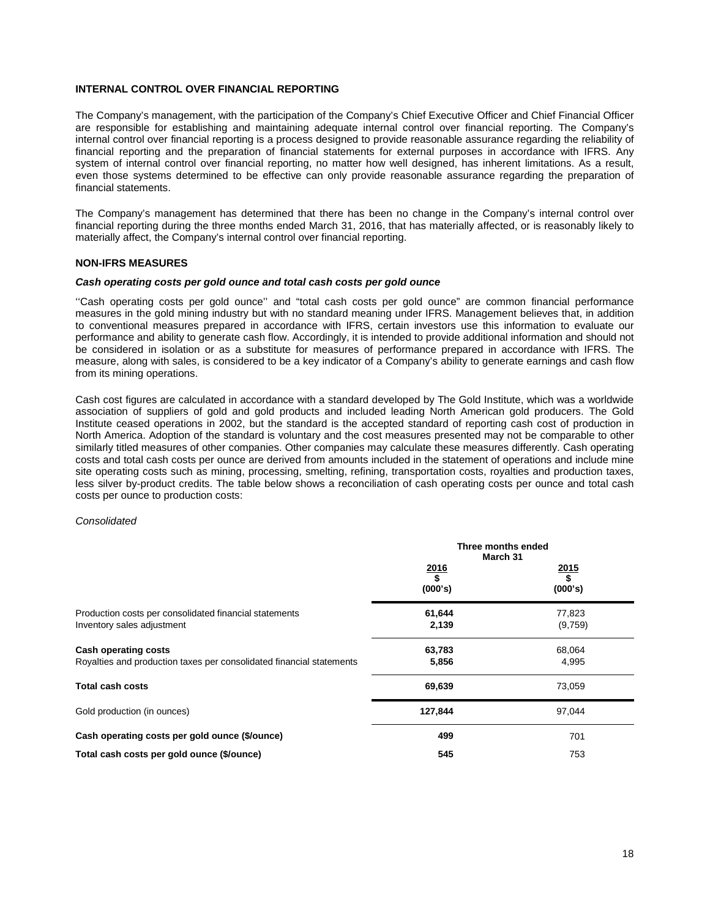## INTERNAL CONTROL OVER FINANCIAL REPORTING

The Company's management, with the participation of the Company's Chief Executive Officer and Chief Financial Officer are responsible for establishing and maintaining adequate internal control over financial reporting. The Company's internal control over financial reporting is a process designed to provide reasonable assurance regarding the reliability of financial reporting and the preparation of financial statements for external purposes in accordance with IFRS. Any system of internal control over financial reporting, no matter how well designed, has inherent limitations. As a result, even those systems determined to be effective can only provide reasonable assurance regarding the preparation of financial statements.

The Company's management has determined that there has been no change in the Company's internal control over financial reporting during the three months ended March 31, 2016, that has materially affected, or is reasonably likely to materially affect, the Company's internal control over financial reporting.

## NON-IFRS MEASURES

### *Cash operating costs per gold ounce and total cash costs per gold ounce*

''Cash operating costs per gold ounce'' and "total cash costs per gold ounce" are common financial performance measures in the gold mining industry but with no standard meaning under IFRS. Management believes that, in addition to conventional measures prepared in accordance with IFRS, certain investors use this information to evaluate our performance and ability to generate cash flow. Accordingly, it is intended to provide additional information and should not be considered in isolation or as a substitute for measures of performance prepared in accordance with IFRS. The measure, along with sales, is considered to be a key indicator of a Company's ability to generate earnings and cash flow from its mining operations.

Cash cost figures are calculated in accordance with a standard developed by The Gold Institute, which was a worldwide association of suppliers of gold and gold products and included leading North American gold producers. The Gold Institute ceased operations in 2002, but the standard is the accepted standard of reporting cash cost of production in North America. Adoption of the standard is voluntary and the cost measures presented may not be comparable to other similarly titled measures of other companies. Other companies may calculate these measures differently. Cash operating costs and total cash costs per ounce are derived from amounts included in the statement of operations and include mine site operating costs such as mining, processing, smelting, refining, transportation costs, royalties and production taxes, less silver by-product credits. The table below shows a reconciliation of cash operating costs per ounce and total cash costs per ounce to production costs:

*Consolidated*

| | Three months ended March 31 | |
|---|---|---|
| | **2016 \$ (000's)** | **2015 \$ (000's)** |
| Production costs per consolidated financial statements | **61,644** | 77,823 |
| Inventory sales adjustment | **2,139** | (9,759) |
| **Cash operating costs** | **63,783** | 68,064 |
| Royalties and production taxes per consolidated financial statements | **5,856** | 4,995 |
| **Total cash costs** | **69,639** | 73,059 |
| Gold production (in ounces) | **127,844** | 97,044 |
| **Cash operating costs per gold ounce (\$/ounce)** | **499** | 701 |
| **Total cash costs per gold ounce (\$/ounce)** | **545** | 753 |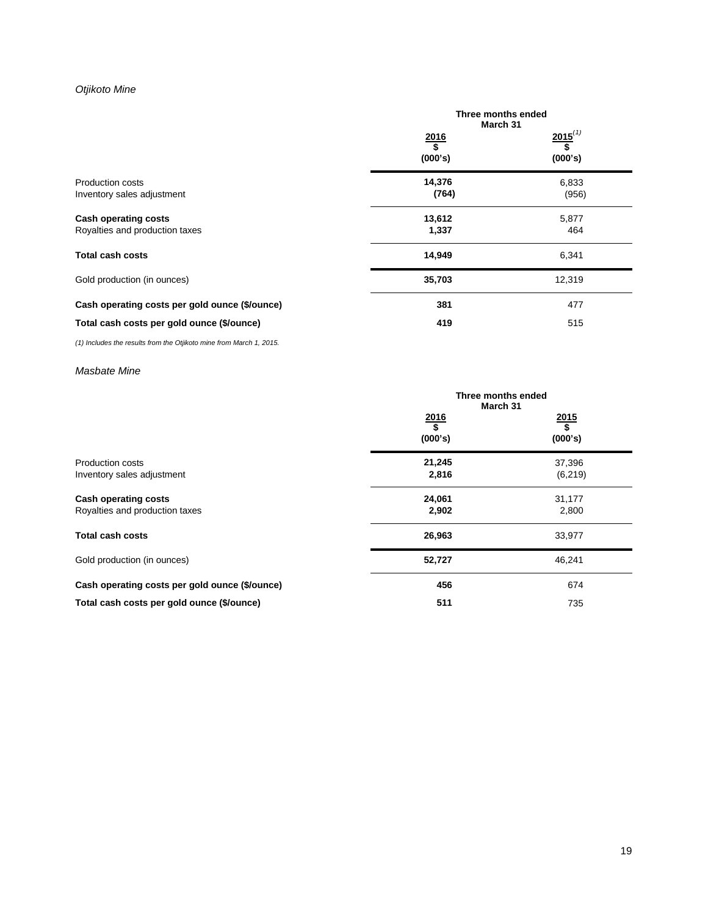*Otjikoto Mine*

| | Three months ended March 31 | |
|---|---|---|
| | **2016** | **2015**[(1)] |
| | **$** | **$** |
| | **(000's)** | **(000's)** |
| Production costs | **14,376** | 6,833 |
| Inventory sales adjustment | **(764)** | (956) |
| **Cash operating costs** | **13,612** | 5,877 |
| Royalties and production taxes | **1,337** | 464 |
| **Total cash costs** | **14,949** | 6,341 |
| Gold production (in ounces) | **35,703** | 12,319 |
| **Cash operating costs per gold ounce ($/ounce)** | **381** | 477 |
| **Total cash costs per gold ounce ($/ounce)** | **419** | 515 |

*(1) Includes the results from the Otjikoto mine from March 1, 2015.*

*Masbate Mine*

| | Three months ended March 31 | |
|---|---|---|
| | **2016** | **2015** |
| | **$** | **$** |
| | **(000's)** | **(000's)** |
| Production costs | **21,245** | 37,396 |
| Inventory sales adjustment | **2,816** | (6,219) |
| **Cash operating costs** | **24,061** | 31,177 |
| Royalties and production taxes | **2,902** | 2,800 |
| **Total cash costs** | **26,963** | 33,977 |
| Gold production (in ounces) | **52,727** | 46,241 |
| **Cash operating costs per gold ounce ($/ounce)** | **456** | 674 |
| **Total cash costs per gold ounce ($/ounce)** | **511** | 735 |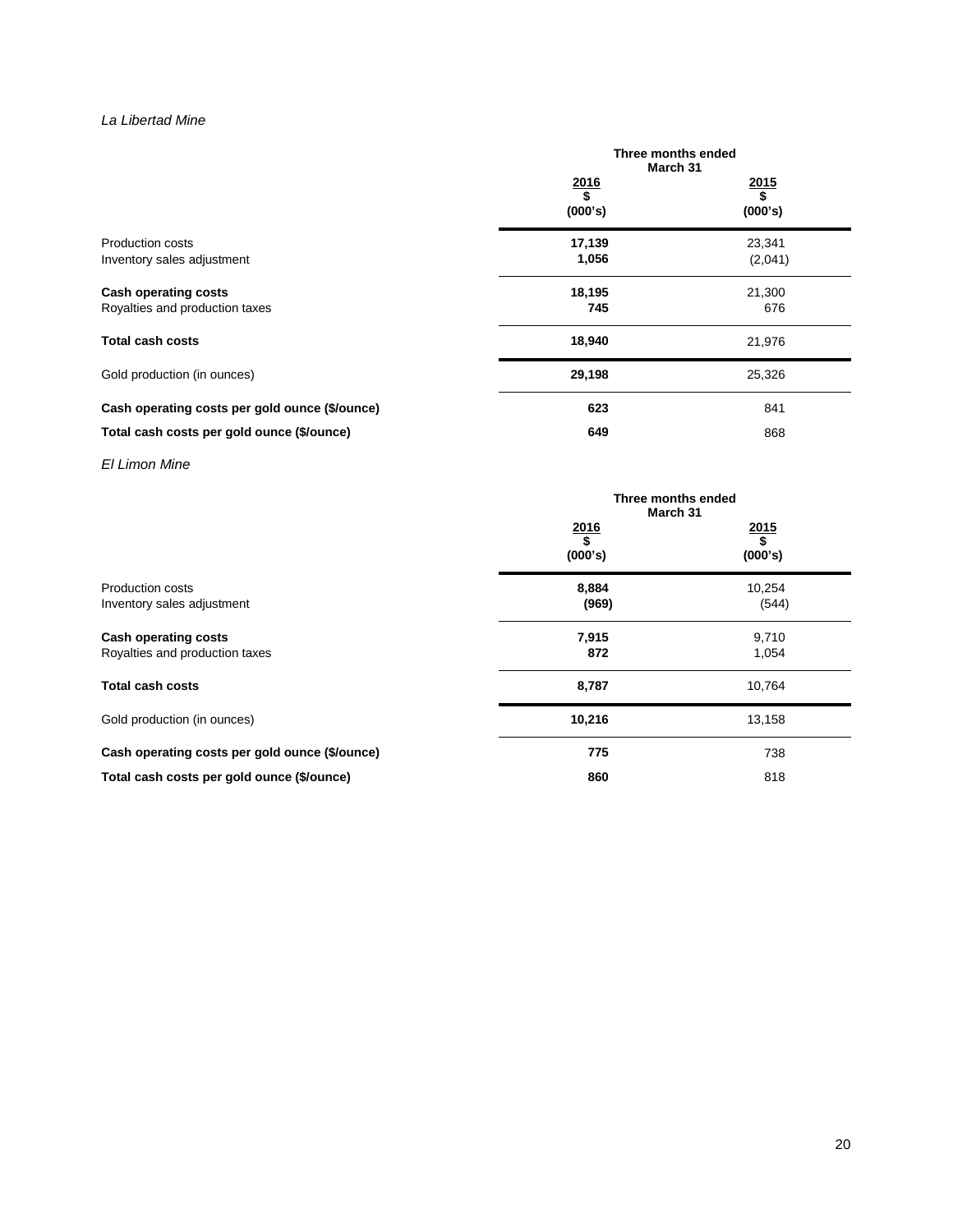*La Libertad Mine*

| | Three months ended March 31 | |
|---|---|---|
| | **2016** **\$** **(000's)** | **2015** **\$** **(000's)** |
| Production costs | **17,139** | 23,341 |
| Inventory sales adjustment | **1,056** | (2,041) |
| **Cash operating costs** | **18,195** | 21,300 |
| Royalties and production taxes | **745** | 676 |
| **Total cash costs** | **18,940** | 21,976 |
| Gold production (in ounces) | **29,198** | 25,326 |
| **Cash operating costs per gold ounce (\$/ounce)** | **623** | 841 |
| **Total cash costs per gold ounce (\$/ounce)** | **649** | 868 |

*El Limon Mine*

| | Three months ended March 31 | |
|---|---|---|
| | **2016** **\$** **(000's)** | **2015** **\$** **(000's)** |
| Production costs | **8,884** | 10,254 |
| Inventory sales adjustment | **(969)** | (544) |
| **Cash operating costs** | **7,915** | 9,710 |
| Royalties and production taxes | **872** | 1,054 |
| **Total cash costs** | **8,787** | 10,764 |
| Gold production (in ounces) | **10,216** | 13,158 |
| **Cash operating costs per gold ounce (\$/ounce)** | **775** | 738 |
| **Total cash costs per gold ounce (\$/ounce)** | **860** | 818 |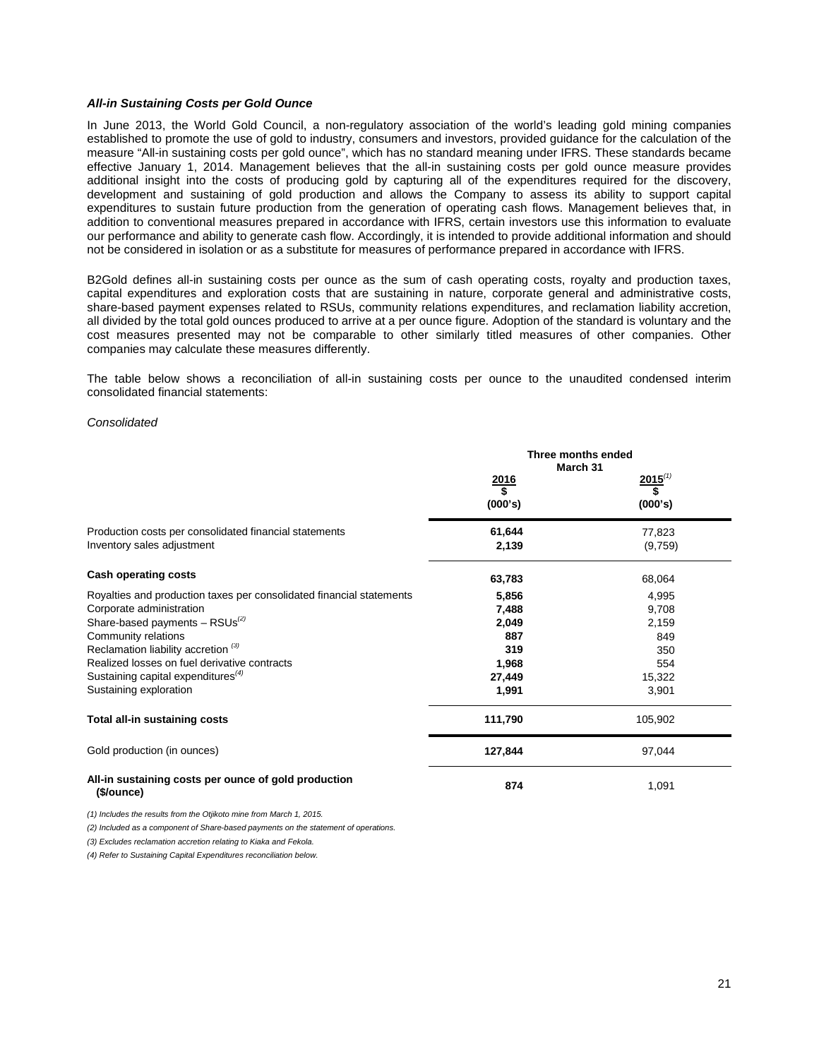***All-in Sustaining Costs per Gold Ounce***

In June 2013, the World Gold Council, a non-regulatory association of the world's leading gold mining companies established to promote the use of gold to industry, consumers and investors, provided guidance for the calculation of the measure "All-in sustaining costs per gold ounce", which has no standard meaning under IFRS. These standards became effective January 1, 2014. Management believes that the all-in sustaining costs per gold ounce measure provides additional insight into the costs of producing gold by capturing all of the expenditures required for the discovery, development and sustaining of gold production and allows the Company to assess its ability to support capital expenditures to sustain future production from the generation of operating cash flows. Management believes that, in addition to conventional measures prepared in accordance with IFRS, certain investors use this information to evaluate our performance and ability to generate cash flow. Accordingly, it is intended to provide additional information and should not be considered in isolation or as a substitute for measures of performance prepared in accordance with IFRS.

B2Gold defines all-in sustaining costs per ounce as the sum of cash operating costs, royalty and production taxes, capital expenditures and exploration costs that are sustaining in nature, corporate general and administrative costs, share-based payment expenses related to RSUs, community relations expenditures, and reclamation liability accretion, all divided by the total gold ounces produced to arrive at a per ounce figure. Adoption of the standard is voluntary and the cost measures presented may not be comparable to other similarly titled measures of other companies. Other companies may calculate these measures differently.

The table below shows a reconciliation of all-in sustaining costs per ounce to the unaudited condensed interim consolidated financial statements:

*Consolidated*

| | Three months ended March 31 | |
|---|---|---|
| | **2016**<br>**$**<br>**(000's)** | **2015**[(1)]<br>**$**<br>**(000's)** |
| Production costs per consolidated financial statements | **61,644** | 77,823 |
| Inventory sales adjustment | **2,139** | (9,759) |
| **Cash operating costs** | **63,783** | 68,064 |
| Royalties and production taxes per consolidated financial statements | **5,856** | 4,995 |
| Corporate administration | **7,488** | 9,708 |
| Share-based payments – RSUs[(2)] | **2,049** | 2,159 |
| Community relations | **887** | 849 |
| Reclamation liability accretion [(3)] | **319** | 350 |
| Realized losses on fuel derivative contracts | **1,968** | 554 |
| Sustaining capital expenditures[(4)] | **27,449** | 15,322 |
| Sustaining exploration | **1,991** | 3,901 |
| **Total all-in sustaining costs** | **111,790** | 105,902 |
| Gold production (in ounces) | **127,844** | 97,044 |
| **All-in sustaining costs per ounce of gold production ($/ounce)** | **874** | 1,091 |

*(1) Includes the results from the Otjikoto mine from March 1, 2015.*

*(2) Included as a component of Share-based payments on the statement of operations.*

*(3) Excludes reclamation accretion relating to Kiaka and Fekola.*

*(4) Refer to Sustaining Capital Expenditures reconciliation below.*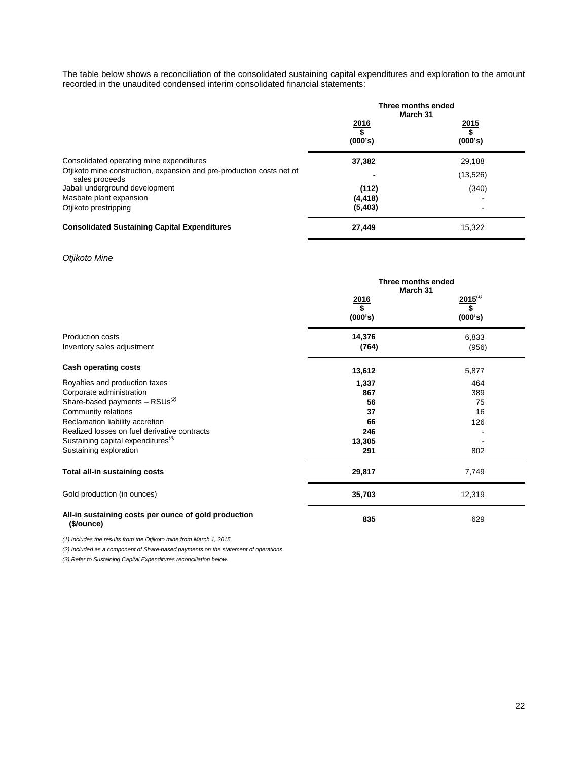The table below shows a reconciliation of the consolidated sustaining capital expenditures and exploration to the amount recorded in the unaudited condensed interim consolidated financial statements:

| | Three months ended March 31 | |
|---|---|---|
| | **2016** | **2015** |
| | **$** | **$** |
| | **(000's)** | **(000's)** |
| Consolidated operating mine expenditures | **37,382** | 29,188 |
| Otjikoto mine construction, expansion and pre-production costs net of sales proceeds | **-** | (13,526) |
| Jabali underground development | **(112)** | (340) |
| Masbate plant expansion | **(4,418)** | - |
| Otjikoto prestripping | **(5,403)** | - |
| **Consolidated Sustaining Capital Expenditures** | **27,449** | 15,322 |

*Otjikoto Mine*

| | Three months ended March 31 | |
|---|---|---|
| | **2016** | **2015[(1)]** |
| | **$** | **$** |
| | **(000's)** | **(000's)** |
| Production costs | **14,376** | 6,833 |
| Inventory sales adjustment | **(764)** | (956) |
| **Cash operating costs** | **13,612** | 5,877 |
| Royalties and production taxes | **1,337** | 464 |
| Corporate administration | **867** | 389 |
| Share-based payments – RSUs[(2)] | **56** | 75 |
| Community relations | **37** | 16 |
| Reclamation liability accretion | **66** | 126 |
| Realized losses on fuel derivative contracts | **246** | - |
| Sustaining capital expenditures[(3)] | **13,305** | - |
| Sustaining exploration | **291** | 802 |
| **Total all-in sustaining costs** | **29,817** | 7,749 |
| Gold production (in ounces) | **35,703** | 12,319 |
| **All-in sustaining costs per ounce of gold production ($/ounce)** | **835** | 629 |

*(1) Includes the results from the Otjikoto mine from March 1, 2015.*

*(2) Included as a component of Share-based payments on the statement of operations.*

*(3) Refer to Sustaining Capital Expenditures reconciliation below.*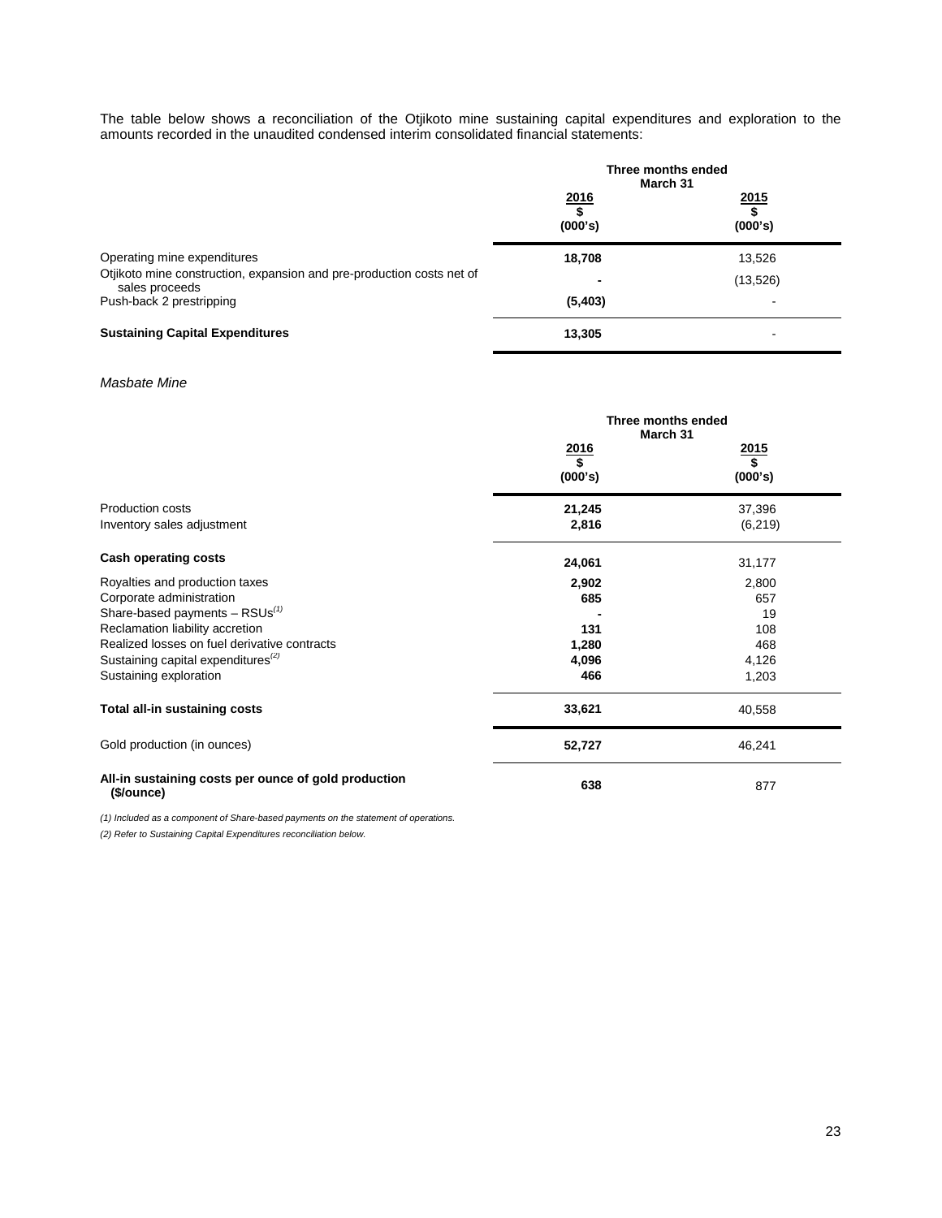The table below shows a reconciliation of the Otjikoto mine sustaining capital expenditures and exploration to the amounts recorded in the unaudited condensed interim consolidated financial statements:

| | Three months ended March 31 | |
|---|---|---|
| | 2016<br>$<br>(000's) | 2015<br>$<br>(000's) |
| Operating mine expenditures | **18,708** | 13,526 |
| Otjikoto mine construction, expansion and pre-production costs net of sales proceeds | **-** | (13,526) |
| Push-back 2 prestripping | **(5,403)** | - |
| **Sustaining Capital Expenditures** | **13,305** | - |

*Masbate Mine*

| | Three months ended March 31 | |
|---|---|---|
| | 2016<br>$<br>(000's) | 2015<br>$<br>(000's) |
| Production costs | **21,245** | 37,396 |
| Inventory sales adjustment | **2,816** | (6,219) |
| **Cash operating costs** | **24,061** | 31,177 |
| Royalties and production taxes | **2,902** | 2,800 |
| Corporate administration | **685** | 657 |
| Share-based payments – RSUs[(1)] | **-** | 19 |
| Reclamation liability accretion | **131** | 108 |
| Realized losses on fuel derivative contracts | **1,280** | 468 |
| Sustaining capital expenditures[(2)] | **4,096** | 4,126 |
| Sustaining exploration | **466** | 1,203 |
| **Total all-in sustaining costs** | **33,621** | 40,558 |
| Gold production (in ounces) | **52,727** | 46,241 |
| **All-in sustaining costs per ounce of gold production ($/ounce)** | **638** | 877 |

*(1) Included as a component of Share-based payments on the statement of operations.*

*(2) Refer to Sustaining Capital Expenditures reconciliation below.*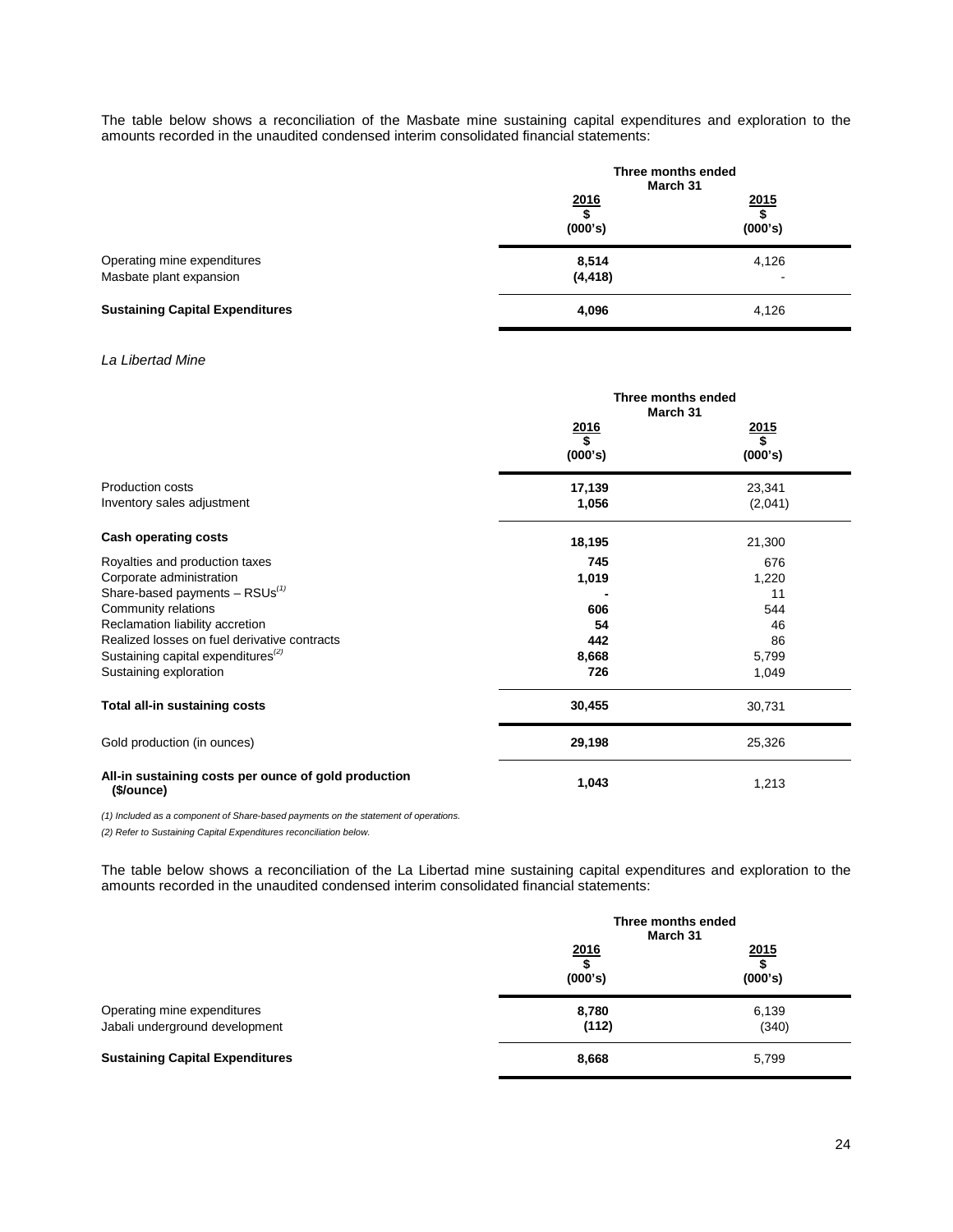The table below shows a reconciliation of the Masbate mine sustaining capital expenditures and exploration to the amounts recorded in the unaudited condensed interim consolidated financial statements:

| | Three months ended March 31 | |
|---|---|---|
| | 2016<br>$<br>(000's) | 2015<br>$<br>(000's) |
| Operating mine expenditures | **8,514** | 4,126 |
| Masbate plant expansion | **(4,418)** | - |
| **Sustaining Capital Expenditures** | **4,096** | 4,126 |

*La Libertad Mine*

| | Three months ended March 31 | |
|---|---|---|
| | 2016<br>$<br>(000's) | 2015<br>$<br>(000's) |
| Production costs | **17,139** | 23,341 |
| Inventory sales adjustment | **1,056** | (2,041) |
| **Cash operating costs** | **18,195** | 21,300 |
| Royalties and production taxes | **745** | 676 |
| Corporate administration | **1,019** | 1,220 |
| Share-based payments – RSUs[(1)] | **-** | 11 |
| Community relations | **606** | 544 |
| Reclamation liability accretion | **54** | 46 |
| Realized losses on fuel derivative contracts | **442** | 86 |
| Sustaining capital expenditures[(2)] | **8,668** | 5,799 |
| Sustaining exploration | **726** | 1,049 |
| **Total all-in sustaining costs** | **30,455** | 30,731 |
| Gold production (in ounces) | **29,198** | 25,326 |
| **All-in sustaining costs per ounce of gold production ($/ounce)** | **1,043** | 1,213 |

*(1) Included as a component of Share-based payments on the statement of operations.*

*(2) Refer to Sustaining Capital Expenditures reconciliation below.*

The table below shows a reconciliation of the La Libertad mine sustaining capital expenditures and exploration to the amounts recorded in the unaudited condensed interim consolidated financial statements:

| | Three months ended March 31 | |
|---|---|---|
| | 2016<br>$<br>(000's) | 2015<br>$<br>(000's) |
| Operating mine expenditures | **8,780** | 6,139 |
| Jabali underground development | **(112)** | (340) |
| **Sustaining Capital Expenditures** | **8,668** | 5,799 |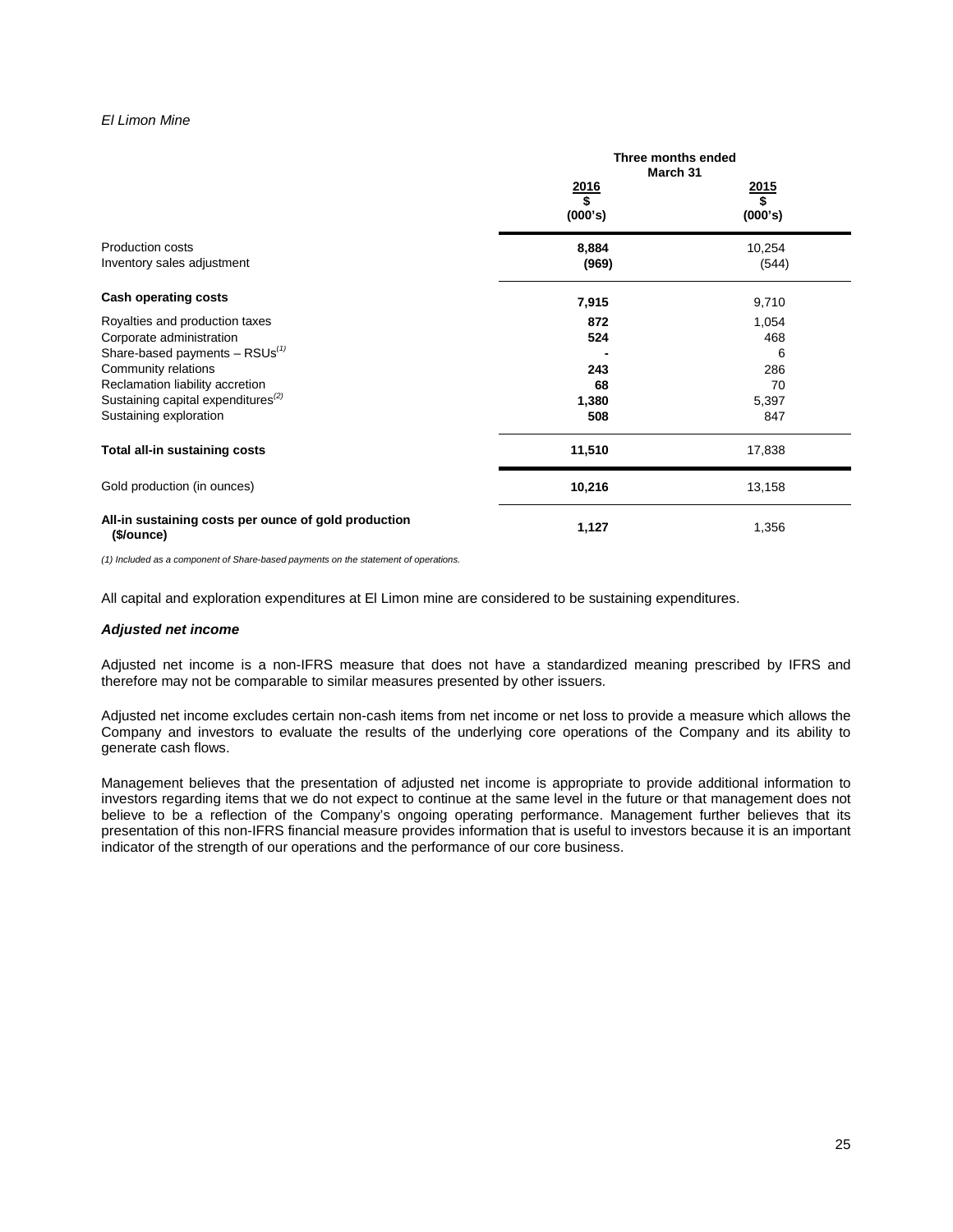*El Limon Mine*

| | Three months ended March 31 | |
|---|---|---|
| | **2016** **$** **(000's)** | **2015** **$** **(000's)** |
| Production costs | **8,884** | 10,254 |
| Inventory sales adjustment | **(969)** | (544) |
| **Cash operating costs** | **7,915** | 9,710 |
| Royalties and production taxes | **872** | 1,054 |
| Corporate administration | **524** | 468 |
| Share-based payments – RSUs[(1)] | **-** | 6 |
| Community relations | **243** | 286 |
| Reclamation liability accretion | **68** | 70 |
| Sustaining capital expenditures[(2)] | **1,380** | 5,397 |
| Sustaining exploration | **508** | 847 |
| **Total all-in sustaining costs** | **11,510** | 17,838 |
| Gold production (in ounces) | **10,216** | 13,158 |
| **All-in sustaining costs per ounce of gold production ($/ounce)** | **1,127** | 1,356 |

*(1) Included as a component of Share-based payments on the statement of operations.*

All capital and exploration expenditures at El Limon mine are considered to be sustaining expenditures.

### *Adjusted net income*

Adjusted net income is a non-IFRS measure that does not have a standardized meaning prescribed by IFRS and therefore may not be comparable to similar measures presented by other issuers.

Adjusted net income excludes certain non-cash items from net income or net loss to provide a measure which allows the Company and investors to evaluate the results of the underlying core operations of the Company and its ability to generate cash flows.

Management believes that the presentation of adjusted net income is appropriate to provide additional information to investors regarding items that we do not expect to continue at the same level in the future or that management does not believe to be a reflection of the Company's ongoing operating performance. Management further believes that its presentation of this non-IFRS financial measure provides information that is useful to investors because it is an important indicator of the strength of our operations and the performance of our core business.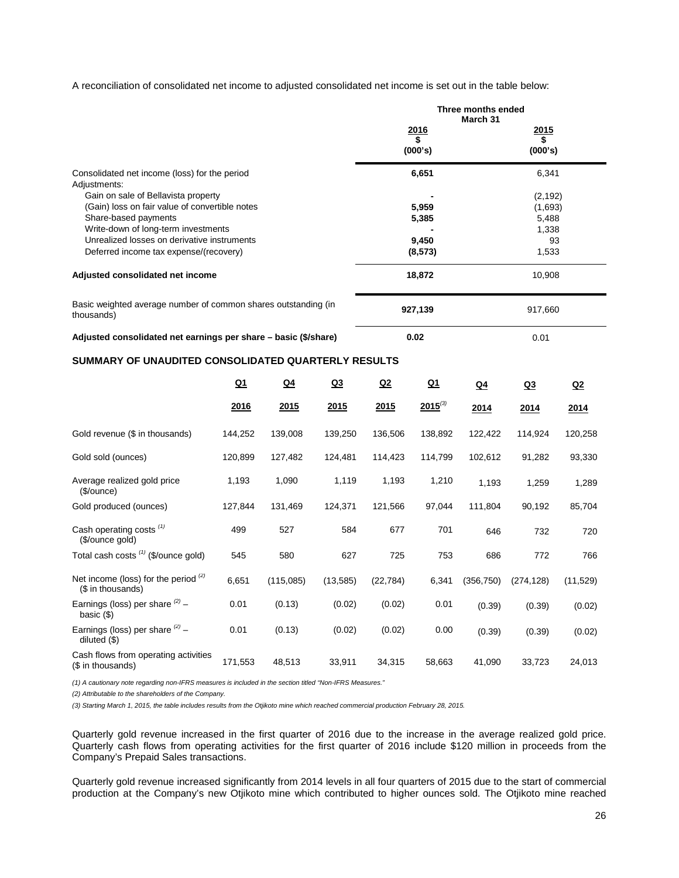A reconciliation of consolidated net income to adjusted consolidated net income is set out in the table below:

| | Three months ended March 31 | |
|---|---|---|
| | **2016 \$ (000's)** | **2015 \$ (000's)** |
| Consolidated net income (loss) for the period | **6,651** | 6,341 |
| Adjustments: | | |
| Gain on sale of Bellavista property | **-** | (2,192) |
| (Gain) loss on fair value of convertible notes | **5,959** | (1,693) |
| Share-based payments | **5,385** | 5,488 |
| Write-down of long-term investments | **-** | 1,338 |
| Unrealized losses on derivative instruments | **9,450** | 93 |
| Deferred income tax expense/(recovery) | **(8,573)** | 1,533 |
| **Adjusted consolidated net income** | **18,872** | 10,908 |
| Basic weighted average number of common shares outstanding (in thousands) | **927,139** | 917,660 |
| **Adjusted consolidated net earnings per share – basic (\$/share)** | **0.02** | 0.01 |

**SUMMARY OF UNAUDITED CONSOLIDATED QUARTERLY RESULTS**

| | Q1 2016 | Q4 2015 | Q3 2015 | Q2 2015 | Q1 2015[3] | Q4 2014 | Q3 2014 | Q2 2014 |
|---|---|---|---|---|---|---|---|---|
| Gold revenue (\$ in thousands) | 144,252 | 139,008 | 139,250 | 136,506 | 138,892 | 122,422 | 114,924 | 120,258 |
| Gold sold (ounces) | 120,899 | 127,482 | 124,481 | 114,423 | 114,799 | 102,612 | 91,282 | 93,330 |
| Average realized gold price (\$/ounce) | 1,193 | 1,090 | 1,119 | 1,193 | 1,210 | 1,193 | 1,259 | 1,289 |
| Gold produced (ounces) | 127,844 | 131,469 | 124,371 | 121,566 | 97,044 | 111,804 | 90,192 | 85,704 |
| Cash operating costs [1] (\$/ounce gold) | 499 | 527 | 584 | 677 | 701 | 646 | 732 | 720 |
| Total cash costs [1] (\$/ounce gold) | 545 | 580 | 627 | 725 | 753 | 686 | 772 | 766 |
| Net income (loss) for the period [2] (\$ in thousands) | 6,651 | (115,085) | (13,585) | (22,784) | 6,341 | (356,750) | (274,128) | (11,529) |
| Earnings (loss) per share [2] – basic (\$) | 0.01 | (0.13) | (0.02) | (0.02) | 0.01 | (0.39) | (0.39) | (0.02) |
| Earnings (loss) per share [2] – diluted (\$) | 0.01 | (0.13) | (0.02) | (0.02) | 0.00 | (0.39) | (0.39) | (0.02) |
| Cash flows from operating activities (\$ in thousands) | 171,553 | 48,513 | 33,911 | 34,315 | 58,663 | 41,090 | 33,723 | 24,013 |

*(1) A cautionary note regarding non-IFRS measures is included in the section titled "Non-IFRS Measures."*

*(2) Attributable to the shareholders of the Company.*

*(3) Starting March 1, 2015, the table includes results from the Otjikoto mine which reached commercial production February 28, 2015.*

Quarterly gold revenue increased in the first quarter of 2016 due to the increase in the average realized gold price. Quarterly cash flows from operating activities for the first quarter of 2016 include \$120 million in proceeds from the Company's Prepaid Sales transactions.

Quarterly gold revenue increased significantly from 2014 levels in all four quarters of 2015 due to the start of commercial production at the Company's new Otjikoto mine which contributed to higher ounces sold. The Otjikoto mine reached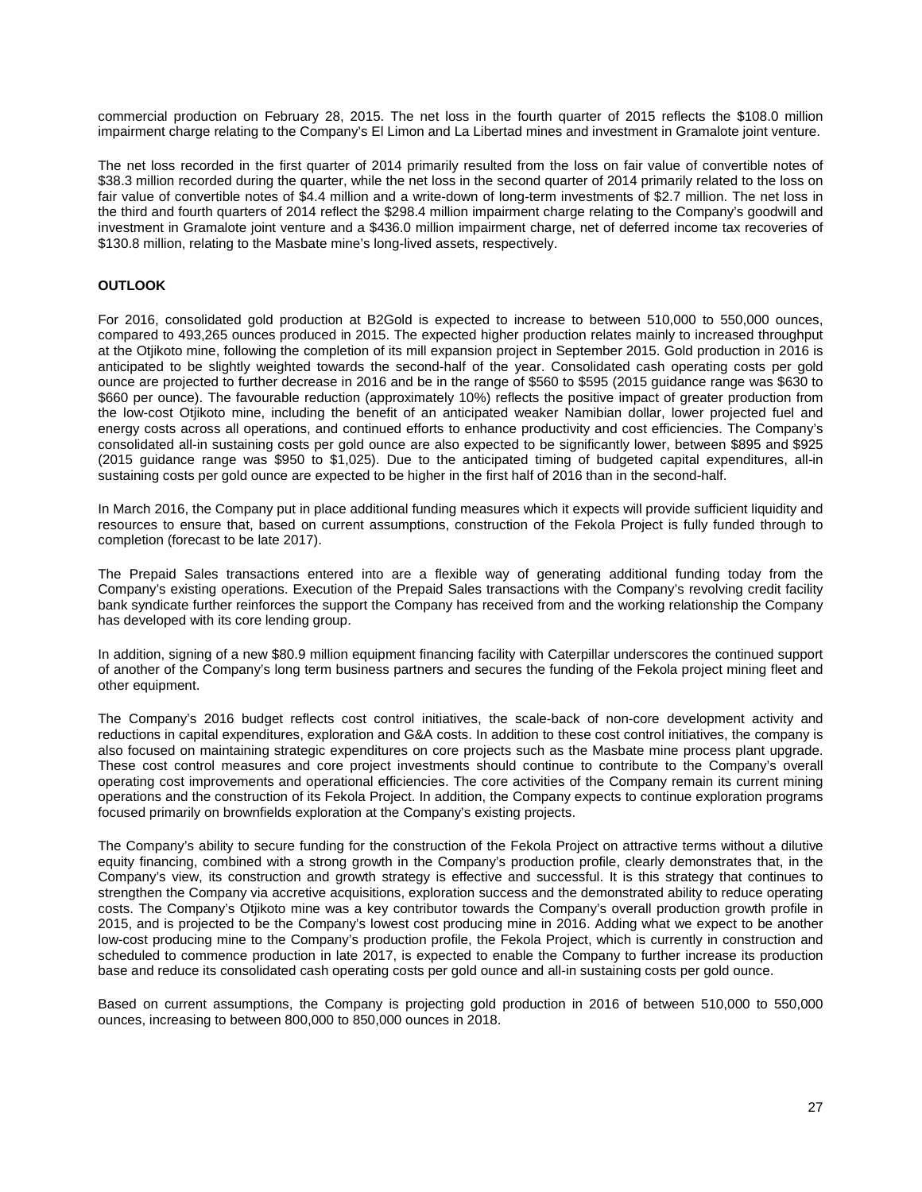commercial production on February 28, 2015. The net loss in the fourth quarter of 2015 reflects the $108.0 million impairment charge relating to the Company's El Limon and La Libertad mines and investment in Gramalote joint venture.

The net loss recorded in the first quarter of 2014 primarily resulted from the loss on fair value of convertible notes of $38.3 million recorded during the quarter, while the net loss in the second quarter of 2014 primarily related to the loss on fair value of convertible notes of $4.4 million and a write-down of long-term investments of $2.7 million. The net loss in the third and fourth quarters of 2014 reflect the $298.4 million impairment charge relating to the Company's goodwill and investment in Gramalote joint venture and a $436.0 million impairment charge, net of deferred income tax recoveries of $130.8 million, relating to the Masbate mine's long-lived assets, respectively.

## OUTLOOK

For 2016, consolidated gold production at B2Gold is expected to increase to between 510,000 to 550,000 ounces, compared to 493,265 ounces produced in 2015. The expected higher production relates mainly to increased throughput at the Otjikoto mine, following the completion of its mill expansion project in September 2015. Gold production in 2016 is anticipated to be slightly weighted towards the second-half of the year. Consolidated cash operating costs per gold ounce are projected to further decrease in 2016 and be in the range of $560 to $595 (2015 guidance range was $630 to $660 per ounce). The favourable reduction (approximately 10%) reflects the positive impact of greater production from the low-cost Otjikoto mine, including the benefit of an anticipated weaker Namibian dollar, lower projected fuel and energy costs across all operations, and continued efforts to enhance productivity and cost efficiencies. The Company's consolidated all-in sustaining costs per gold ounce are also expected to be significantly lower, between $895 and $925 (2015 guidance range was $950 to $1,025). Due to the anticipated timing of budgeted capital expenditures, all-in sustaining costs per gold ounce are expected to be higher in the first half of 2016 than in the second-half.

In March 2016, the Company put in place additional funding measures which it expects will provide sufficient liquidity and resources to ensure that, based on current assumptions, construction of the Fekola Project is fully funded through to completion (forecast to be late 2017).

The Prepaid Sales transactions entered into are a flexible way of generating additional funding today from the Company's existing operations. Execution of the Prepaid Sales transactions with the Company's revolving credit facility bank syndicate further reinforces the support the Company has received from and the working relationship the Company has developed with its core lending group.

In addition, signing of a new $80.9 million equipment financing facility with Caterpillar underscores the continued support of another of the Company's long term business partners and secures the funding of the Fekola project mining fleet and other equipment.

The Company's 2016 budget reflects cost control initiatives, the scale-back of non-core development activity and reductions in capital expenditures, exploration and G&A costs. In addition to these cost control initiatives, the company is also focused on maintaining strategic expenditures on core projects such as the Masbate mine process plant upgrade. These cost control measures and core project investments should continue to contribute to the Company's overall operating cost improvements and operational efficiencies. The core activities of the Company remain its current mining operations and the construction of its Fekola Project. In addition, the Company expects to continue exploration programs focused primarily on brownfields exploration at the Company's existing projects.

The Company's ability to secure funding for the construction of the Fekola Project on attractive terms without a dilutive equity financing, combined with a strong growth in the Company's production profile, clearly demonstrates that, in the Company's view, its construction and growth strategy is effective and successful. It is this strategy that continues to strengthen the Company via accretive acquisitions, exploration success and the demonstrated ability to reduce operating costs. The Company's Otjikoto mine was a key contributor towards the Company's overall production growth profile in 2015, and is projected to be the Company's lowest cost producing mine in 2016. Adding what we expect to be another low-cost producing mine to the Company's production profile, the Fekola Project, which is currently in construction and scheduled to commence production in late 2017, is expected to enable the Company to further increase its production base and reduce its consolidated cash operating costs per gold ounce and all-in sustaining costs per gold ounce.

Based on current assumptions, the Company is projecting gold production in 2016 of between 510,000 to 550,000 ounces, increasing to between 800,000 to 850,000 ounces in 2018.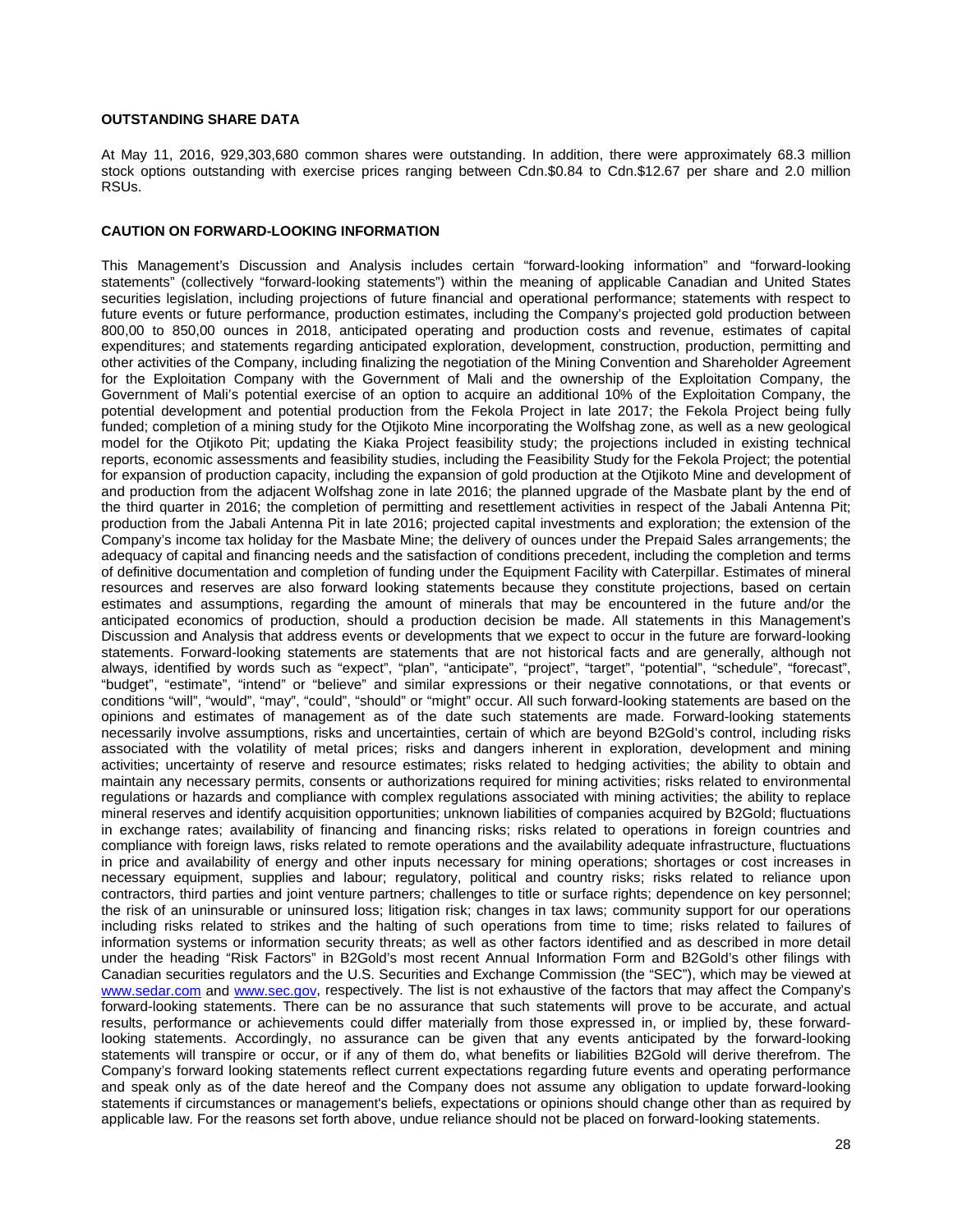**OUTSTANDING SHARE DATA**

At May 11, 2016, 929,303,680 common shares were outstanding. In addition, there were approximately 68.3 million stock options outstanding with exercise prices ranging between Cdn.$0.84 to Cdn.$12.67 per share and 2.0 million RSUs.

**CAUTION ON FORWARD-LOOKING INFORMATION**

This Management's Discussion and Analysis includes certain "forward-looking information" and "forward-looking statements" (collectively "forward-looking statements") within the meaning of applicable Canadian and United States securities legislation, including projections of future financial and operational performance; statements with respect to future events or future performance, production estimates, including the Company's projected gold production between 800,00 to 850,00 ounces in 2018, anticipated operating and production costs and revenue, estimates of capital expenditures; and statements regarding anticipated exploration, development, construction, production, permitting and other activities of the Company, including finalizing the negotiation of the Mining Convention and Shareholder Agreement for the Exploitation Company with the Government of Mali and the ownership of the Exploitation Company, the Government of Mali's potential exercise of an option to acquire an additional 10% of the Exploitation Company, the potential development and potential production from the Fekola Project in late 2017; the Fekola Project being fully funded; completion of a mining study for the Otjikoto Mine incorporating the Wolfshag zone, as well as a new geological model for the Otjikoto Pit; updating the Kiaka Project feasibility study; the projections included in existing technical reports, economic assessments and feasibility studies, including the Feasibility Study for the Fekola Project; the potential for expansion of production capacity, including the expansion of gold production at the Otjikoto Mine and development of and production from the adjacent Wolfshag zone in late 2016; the planned upgrade of the Masbate plant by the end of the third quarter in 2016; the completion of permitting and resettlement activities in respect of the Jabali Antenna Pit; production from the Jabali Antenna Pit in late 2016; projected capital investments and exploration; the extension of the Company's income tax holiday for the Masbate Mine; the delivery of ounces under the Prepaid Sales arrangements; the adequacy of capital and financing needs and the satisfaction of conditions precedent, including the completion and terms of definitive documentation and completion of funding under the Equipment Facility with Caterpillar. Estimates of mineral resources and reserves are also forward looking statements because they constitute projections, based on certain estimates and assumptions, regarding the amount of minerals that may be encountered in the future and/or the anticipated economics of production, should a production decision be made. All statements in this Management's Discussion and Analysis that address events or developments that we expect to occur in the future are forward-looking statements. Forward-looking statements are statements that are not historical facts and are generally, although not always, identified by words such as "expect", "plan", "anticipate", "project", "target", "potential", "schedule", "forecast", "budget", "estimate", "intend" or "believe" and similar expressions or their negative connotations, or that events or conditions "will", "would", "may", "could", "should" or "might" occur. All such forward-looking statements are based on the opinions and estimates of management as of the date such statements are made. Forward-looking statements necessarily involve assumptions, risks and uncertainties, certain of which are beyond B2Gold's control, including risks associated with the volatility of metal prices; risks and dangers inherent in exploration, development and mining activities; uncertainty of reserve and resource estimates; risks related to hedging activities; the ability to obtain and maintain any necessary permits, consents or authorizations required for mining activities; risks related to environmental regulations or hazards and compliance with complex regulations associated with mining activities; the ability to replace mineral reserves and identify acquisition opportunities; unknown liabilities of companies acquired by B2Gold; fluctuations in exchange rates; availability of financing and financing risks; risks related to operations in foreign countries and compliance with foreign laws, risks related to remote operations and the availability adequate infrastructure, fluctuations in price and availability of energy and other inputs necessary for mining operations; shortages or cost increases in necessary equipment, supplies and labour; regulatory, political and country risks; risks related to reliance upon contractors, third parties and joint venture partners; challenges to title or surface rights; dependence on key personnel; the risk of an uninsurable or uninsured loss; litigation risk; changes in tax laws; community support for our operations including risks related to strikes and the halting of such operations from time to time; risks related to failures of information systems or information security threats; as well as other factors identified and as described in more detail under the heading "Risk Factors" in B2Gold's most recent Annual Information Form and B2Gold's other filings with Canadian securities regulators and the U.S. Securities and Exchange Commission (the "SEC"), which may be viewed at www.sedar.com and www.sec.gov, respectively. The list is not exhaustive of the factors that may affect the Company's forward-looking statements. There can be no assurance that such statements will prove to be accurate, and actual results, performance or achievements could differ materially from those expressed in, or implied by, these forward-looking statements. Accordingly, no assurance can be given that any events anticipated by the forward-looking statements will transpire or occur, or if any of them do, what benefits or liabilities B2Gold will derive therefrom. The Company's forward looking statements reflect current expectations regarding future events and operating performance and speak only as of the date hereof and the Company does not assume any obligation to update forward-looking statements if circumstances or management's beliefs, expectations or opinions should change other than as required by applicable law. For the reasons set forth above, undue reliance should not be placed on forward-looking statements.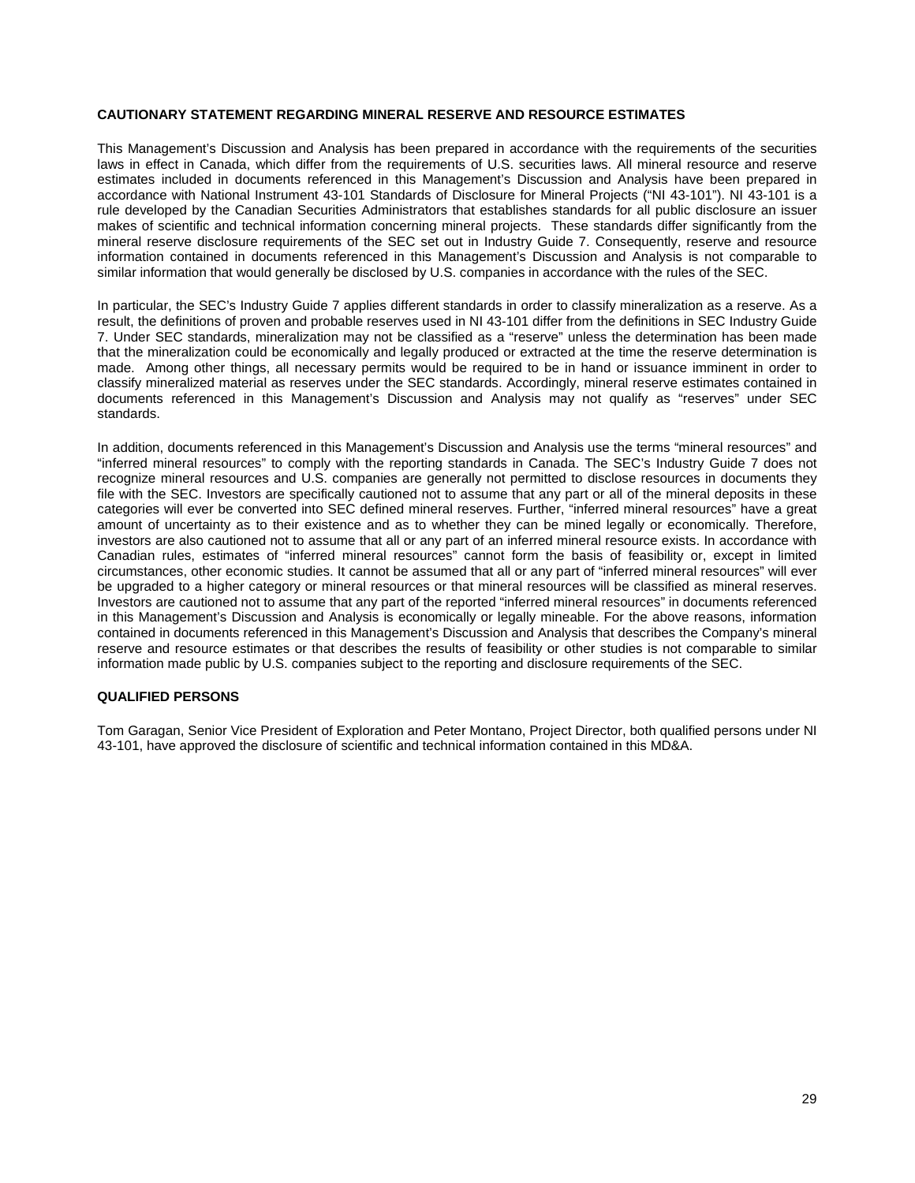**CAUTIONARY STATEMENT REGARDING MINERAL RESERVE AND RESOURCE ESTIMATES**

This Management's Discussion and Analysis has been prepared in accordance with the requirements of the securities laws in effect in Canada, which differ from the requirements of U.S. securities laws. All mineral resource and reserve estimates included in documents referenced in this Management's Discussion and Analysis have been prepared in accordance with National Instrument 43-101 Standards of Disclosure for Mineral Projects ("NI 43-101"). NI 43-101 is a rule developed by the Canadian Securities Administrators that establishes standards for all public disclosure an issuer makes of scientific and technical information concerning mineral projects. These standards differ significantly from the mineral reserve disclosure requirements of the SEC set out in Industry Guide 7. Consequently, reserve and resource information contained in documents referenced in this Management's Discussion and Analysis is not comparable to similar information that would generally be disclosed by U.S. companies in accordance with the rules of the SEC.

In particular, the SEC's Industry Guide 7 applies different standards in order to classify mineralization as a reserve. As a result, the definitions of proven and probable reserves used in NI 43-101 differ from the definitions in SEC Industry Guide 7. Under SEC standards, mineralization may not be classified as a "reserve" unless the determination has been made that the mineralization could be economically and legally produced or extracted at the time the reserve determination is made. Among other things, all necessary permits would be required to be in hand or issuance imminent in order to classify mineralized material as reserves under the SEC standards. Accordingly, mineral reserve estimates contained in documents referenced in this Management's Discussion and Analysis may not qualify as "reserves" under SEC standards.

In addition, documents referenced in this Management's Discussion and Analysis use the terms "mineral resources" and "inferred mineral resources" to comply with the reporting standards in Canada. The SEC's Industry Guide 7 does not recognize mineral resources and U.S. companies are generally not permitted to disclose resources in documents they file with the SEC. Investors are specifically cautioned not to assume that any part or all of the mineral deposits in these categories will ever be converted into SEC defined mineral reserves. Further, "inferred mineral resources" have a great amount of uncertainty as to their existence and as to whether they can be mined legally or economically. Therefore, investors are also cautioned not to assume that all or any part of an inferred mineral resource exists. In accordance with Canadian rules, estimates of "inferred mineral resources" cannot form the basis of feasibility or, except in limited circumstances, other economic studies. It cannot be assumed that all or any part of "inferred mineral resources" will ever be upgraded to a higher category or mineral resources or that mineral resources will be classified as mineral reserves. Investors are cautioned not to assume that any part of the reported "inferred mineral resources" in documents referenced in this Management's Discussion and Analysis is economically or legally mineable. For the above reasons, information contained in documents referenced in this Management's Discussion and Analysis that describes the Company's mineral reserve and resource estimates or that describes the results of feasibility or other studies is not comparable to similar information made public by U.S. companies subject to the reporting and disclosure requirements of the SEC.

**QUALIFIED PERSONS**

Tom Garagan, Senior Vice President of Exploration and Peter Montano, Project Director, both qualified persons under NI 43-101, have approved the disclosure of scientific and technical information contained in this MD&A.